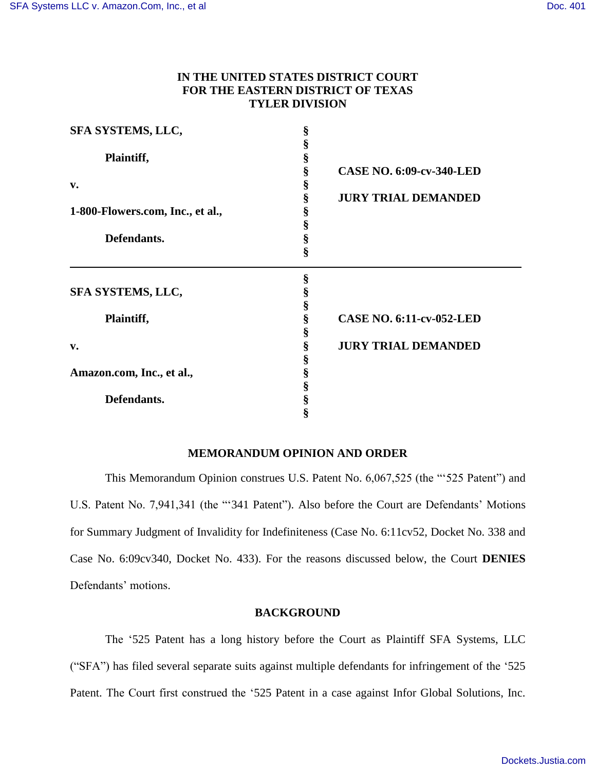# IN THE UNITED STATES DISTRICT COURT FOR THE EASTERN DISTRICT OF TEXAS TYLER DIVISION

| | | |
|---|---|---|
| **SFA SYSTEMS, LLC,** | § | |
| | § | |
| **Plaintiff,** | § | **CASE NO. 6:09-cv-340-LED** |
| | § | |
| **v.** | § | **JURY TRIAL DEMANDED** |
| | § | |
| **1-800-Flowers.com, Inc., et al.,** | § | |
| | § | |
| **Defendants.** | § | |

---

| | | |
|---|---|---|
| **SFA SYSTEMS, LLC,** | § | |
| | § | |
| **Plaintiff,** | § | **CASE NO. 6:11-cv-052-LED** |
| | § | |
| **v.** | § | **JURY TRIAL DEMANDED** |
| | § | |
| **Amazon.com, Inc., et al.,** | § | |
| | § | |
| **Defendants.** | § | |

## MEMORANDUM OPINION AND ORDER

This Memorandum Opinion construes U.S. Patent No. 6,067,525 (the "'525 Patent") and U.S. Patent No. 7,941,341 (the "'341 Patent"). Also before the Court are Defendants' Motions for Summary Judgment of Invalidity for Indefiniteness (Case No. 6:11cv52, Docket No. 338 and Case No. 6:09cv340, Docket No. 433). For the reasons discussed below, the Court **DENIES** Defendants' motions.

## BACKGROUND

The '525 Patent has a long history before the Court as Plaintiff SFA Systems, LLC ("SFA") has filed several separate suits against multiple defendants for infringement of the '525 Patent. The Court first construed the '525 Patent in a case against Infor Global Solutions, Inc.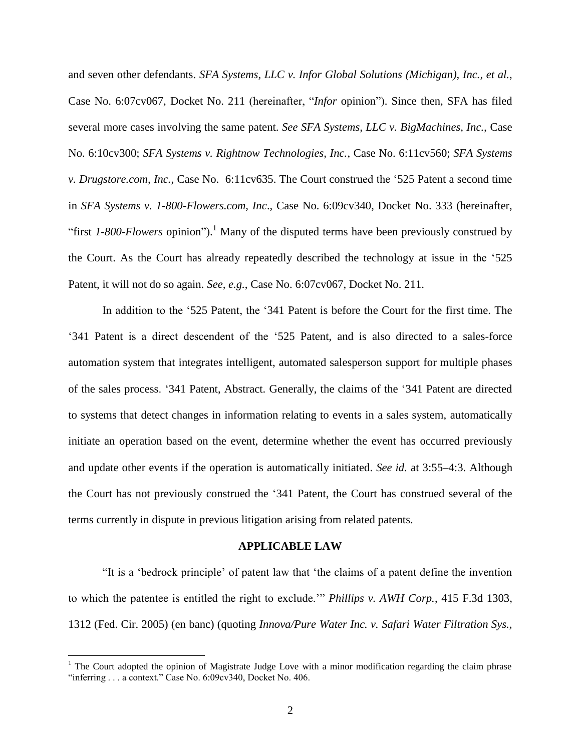and seven other defendants. *SFA Systems, LLC v. Infor Global Solutions (Michigan), Inc., et al.*, Case No. 6:07cv067, Docket No. 211 (hereinafter, "*Infor* opinion"). Since then, SFA has filed several more cases involving the same patent. *See SFA Systems, LLC v. BigMachines, Inc.,* Case No. 6:10cv300; *SFA Systems v. Rightnow Technologies, Inc.*, Case No. 6:11cv560; *SFA Systems v. Drugstore.com, Inc.*, Case No. 6:11cv635. The Court construed the '525 Patent a second time in *SFA Systems v. 1-800-Flowers.com, Inc*., Case No. 6:09cv340, Docket No. 333 (hereinafter, "first *1-800-Flowers* opinion").[1] Many of the disputed terms have been previously construed by the Court. As the Court has already repeatedly described the technology at issue in the '525 Patent, it will not do so again. *See, e.g.*, Case No. 6:07cv067, Docket No. 211.

In addition to the '525 Patent, the '341 Patent is before the Court for the first time. The '341 Patent is a direct descendent of the '525 Patent, and is also directed to a sales-force automation system that integrates intelligent, automated salesperson support for multiple phases of the sales process. '341 Patent, Abstract. Generally, the claims of the '341 Patent are directed to systems that detect changes in information relating to events in a sales system, automatically initiate an operation based on the event, determine whether the event has occurred previously and update other events if the operation is automatically initiated. *See id.* at 3:55–4:3. Although the Court has not previously construed the '341 Patent, the Court has construed several of the terms currently in dispute in previous litigation arising from related patents.

## APPLICABLE LAW

"It is a 'bedrock principle' of patent law that 'the claims of a patent define the invention to which the patentee is entitled the right to exclude.'" *Phillips v. AWH Corp.*, 415 F.3d 1303, 1312 (Fed. Cir. 2005) (en banc) (quoting *Innova/Pure Water Inc. v. Safari Water Filtration Sys.*,

[1] The Court adopted the opinion of Magistrate Judge Love with a minor modification regarding the claim phrase "inferring . . . a context." Case No. 6:09cv340, Docket No. 406.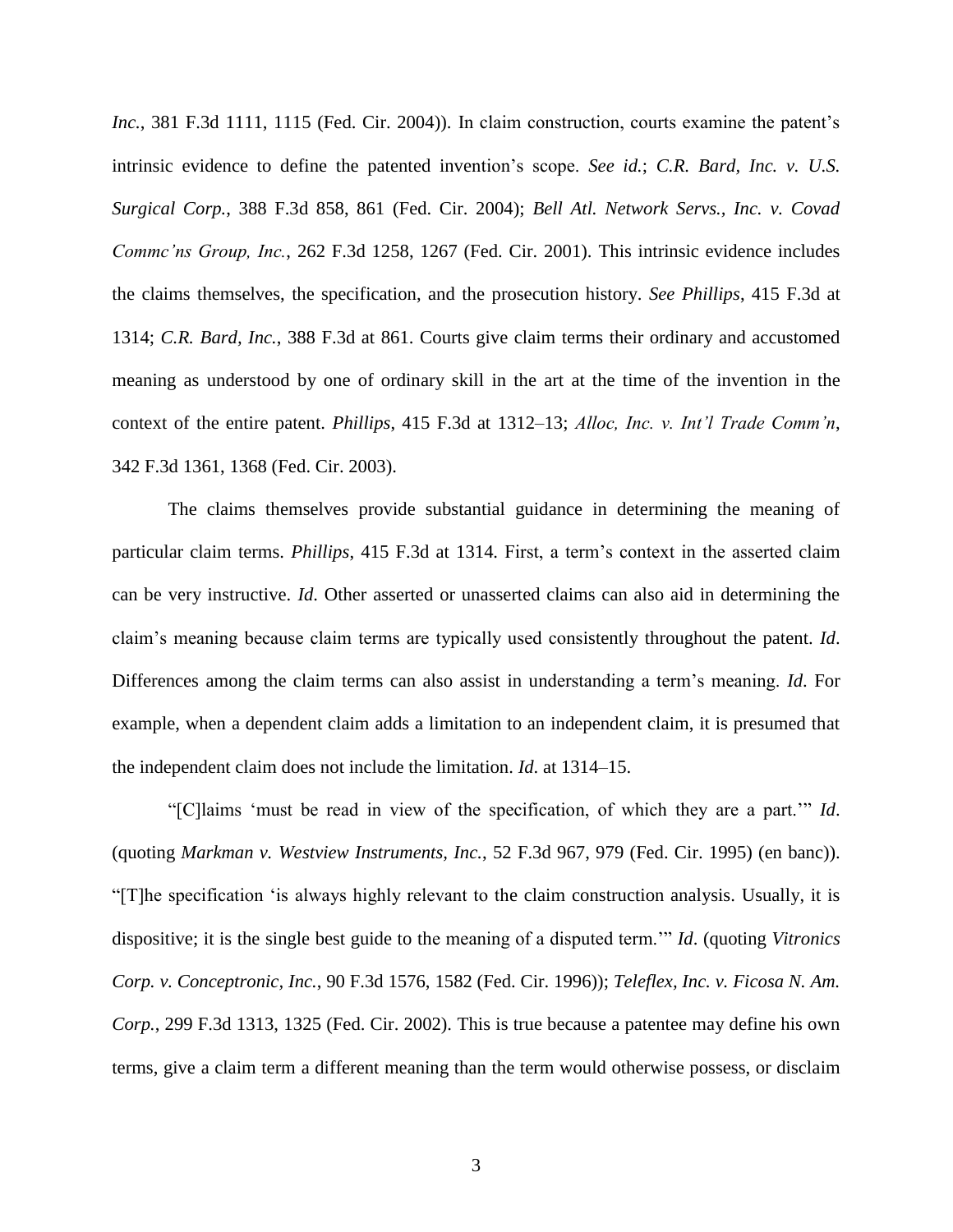*Inc.*, 381 F.3d 1111, 1115 (Fed. Cir. 2004)). In claim construction, courts examine the patent's intrinsic evidence to define the patented invention's scope. *See id.*; *C.R. Bard, Inc. v. U.S. Surgical Corp.*, 388 F.3d 858, 861 (Fed. Cir. 2004); *Bell Atl. Network Servs., Inc. v. Covad Commc'ns Group, Inc.*, 262 F.3d 1258, 1267 (Fed. Cir. 2001). This intrinsic evidence includes the claims themselves, the specification, and the prosecution history. *See Phillips*, 415 F.3d at 1314; *C.R. Bard, Inc.*, 388 F.3d at 861. Courts give claim terms their ordinary and accustomed meaning as understood by one of ordinary skill in the art at the time of the invention in the context of the entire patent. *Phillips*, 415 F.3d at 1312–13; *Alloc, Inc. v. Int'l Trade Comm'n*, 342 F.3d 1361, 1368 (Fed. Cir. 2003).

The claims themselves provide substantial guidance in determining the meaning of particular claim terms. *Phillips*, 415 F.3d at 1314. First, a term's context in the asserted claim can be very instructive. *Id*. Other asserted or unasserted claims can also aid in determining the claim's meaning because claim terms are typically used consistently throughout the patent. *Id*. Differences among the claim terms can also assist in understanding a term's meaning. *Id*. For example, when a dependent claim adds a limitation to an independent claim, it is presumed that the independent claim does not include the limitation. *Id*. at 1314–15.

"[C]laims 'must be read in view of the specification, of which they are a part.'" *Id*. (quoting *Markman v. Westview Instruments, Inc.*, 52 F.3d 967, 979 (Fed. Cir. 1995) (en banc)). "[T]he specification 'is always highly relevant to the claim construction analysis. Usually, it is dispositive; it is the single best guide to the meaning of a disputed term.'" *Id*. (quoting *Vitronics Corp. v. Conceptronic, Inc.*, 90 F.3d 1576, 1582 (Fed. Cir. 1996)); *Teleflex, Inc. v. Ficosa N. Am. Corp.*, 299 F.3d 1313, 1325 (Fed. Cir. 2002). This is true because a patentee may define his own terms, give a claim term a different meaning than the term would otherwise possess, or disclaim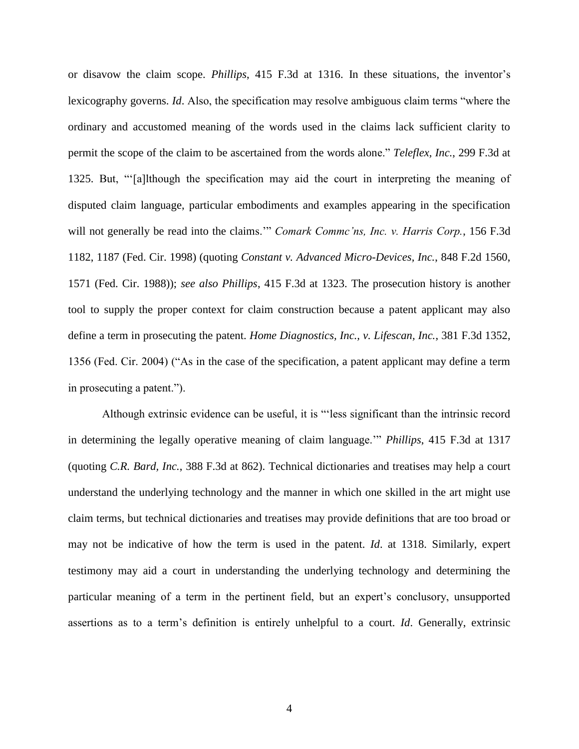or disavow the claim scope. *Phillips*, 415 F.3d at 1316. In these situations, the inventor's lexicography governs. *Id*. Also, the specification may resolve ambiguous claim terms "where the ordinary and accustomed meaning of the words used in the claims lack sufficient clarity to permit the scope of the claim to be ascertained from the words alone." *Teleflex, Inc.*, 299 F.3d at 1325. But, "'[a]lthough the specification may aid the court in interpreting the meaning of disputed claim language, particular embodiments and examples appearing in the specification will not generally be read into the claims.'" *Comark Commc'ns, Inc. v. Harris Corp.*, 156 F.3d 1182, 1187 (Fed. Cir. 1998) (quoting *Constant v. Advanced Micro-Devices, Inc.*, 848 F.2d 1560, 1571 (Fed. Cir. 1988)); *see also Phillips*, 415 F.3d at 1323. The prosecution history is another tool to supply the proper context for claim construction because a patent applicant may also define a term in prosecuting the patent. *Home Diagnostics, Inc., v. Lifescan, Inc.*, 381 F.3d 1352, 1356 (Fed. Cir. 2004) ("As in the case of the specification, a patent applicant may define a term in prosecuting a patent.").

Although extrinsic evidence can be useful, it is "'less significant than the intrinsic record in determining the legally operative meaning of claim language.'" *Phillips*, 415 F.3d at 1317 (quoting *C.R. Bard, Inc.*, 388 F.3d at 862). Technical dictionaries and treatises may help a court understand the underlying technology and the manner in which one skilled in the art might use claim terms, but technical dictionaries and treatises may provide definitions that are too broad or may not be indicative of how the term is used in the patent. *Id*. at 1318. Similarly, expert testimony may aid a court in understanding the underlying technology and determining the particular meaning of a term in the pertinent field, but an expert's conclusory, unsupported assertions as to a term's definition is entirely unhelpful to a court. *Id*. Generally, extrinsic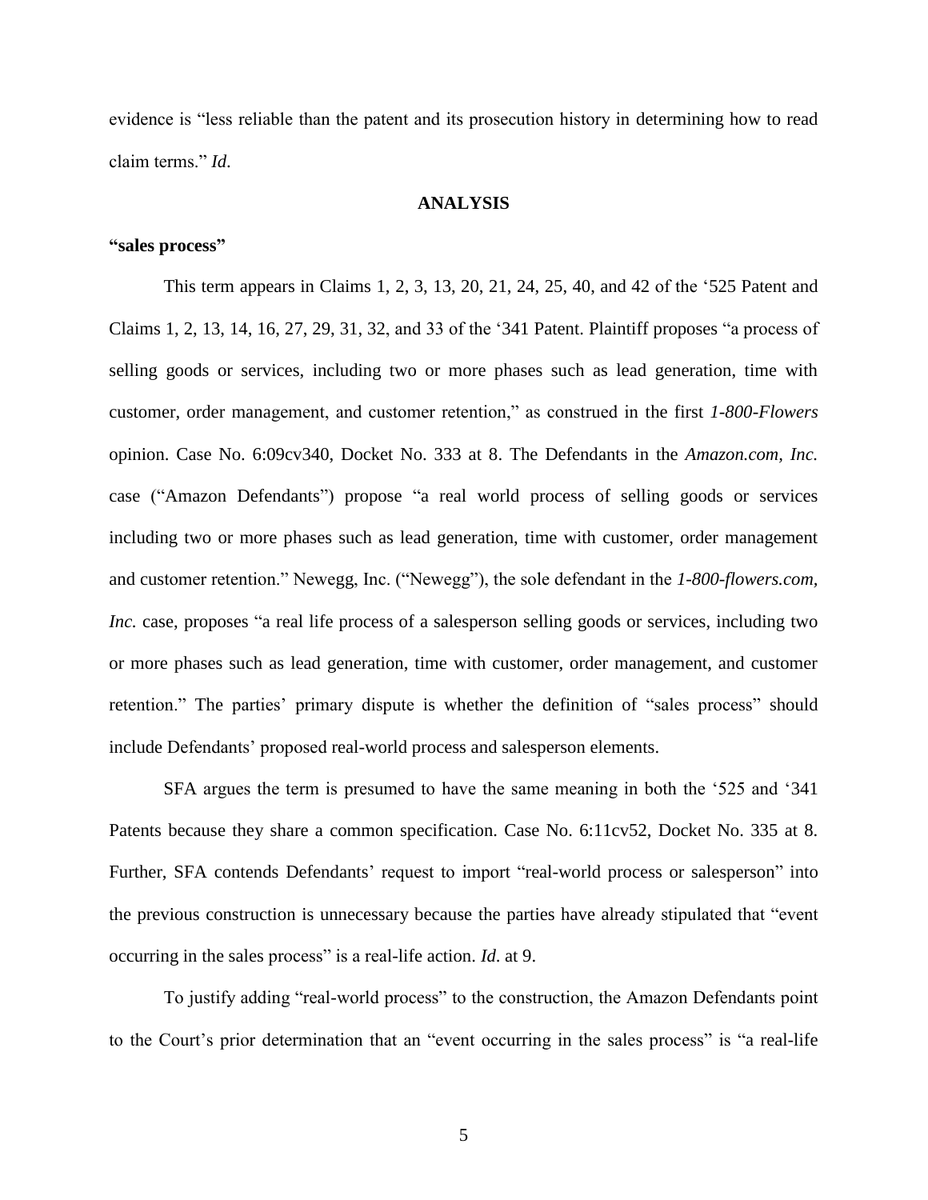evidence is "less reliable than the patent and its prosecution history in determining how to read claim terms." *Id.*

## ANALYSIS

### "sales process"

This term appears in Claims 1, 2, 3, 13, 20, 21, 24, 25, 40, and 42 of the '525 Patent and Claims 1, 2, 13, 14, 16, 27, 29, 31, 32, and 33 of the '341 Patent. Plaintiff proposes "a process of selling goods or services, including two or more phases such as lead generation, time with customer, order management, and customer retention," as construed in the first *1-800-Flowers* opinion. Case No. 6:09cv340, Docket No. 333 at 8. The Defendants in the *Amazon.com, Inc.* case ("Amazon Defendants") propose "a real world process of selling goods or services including two or more phases such as lead generation, time with customer, order management and customer retention." Newegg, Inc. ("Newegg"), the sole defendant in the *1-800-flowers.com, Inc.* case, proposes "a real life process of a salesperson selling goods or services, including two or more phases such as lead generation, time with customer, order management, and customer retention." The parties' primary dispute is whether the definition of "sales process" should include Defendants' proposed real-world process and salesperson elements.

SFA argues the term is presumed to have the same meaning in both the '525 and '341 Patents because they share a common specification. Case No. 6:11cv52, Docket No. 335 at 8. Further, SFA contends Defendants' request to import "real-world process or salesperson" into the previous construction is unnecessary because the parties have already stipulated that "event occurring in the sales process" is a real-life action. *Id.* at 9.

To justify adding "real-world process" to the construction, the Amazon Defendants point to the Court's prior determination that an "event occurring in the sales process" is "a real-life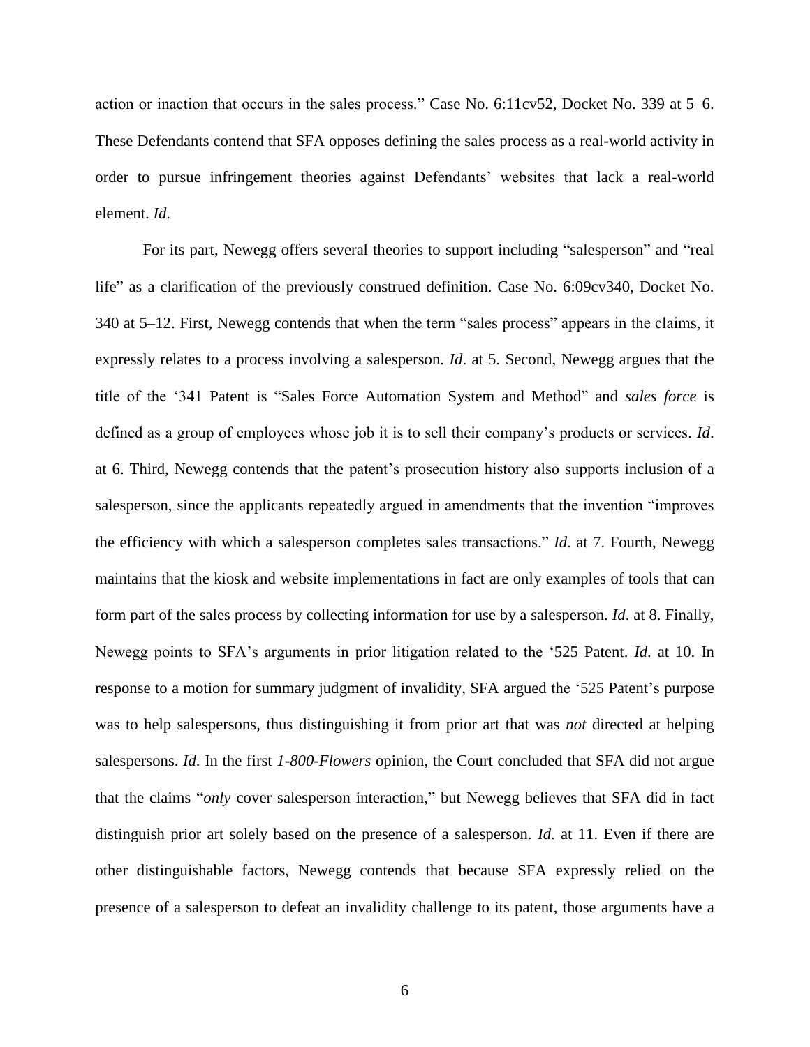action or inaction that occurs in the sales process." Case No. 6:11cv52, Docket No. 339 at 5–6. These Defendants contend that SFA opposes defining the sales process as a real-world activity in order to pursue infringement theories against Defendants' websites that lack a real-world element. *Id*.

For its part, Newegg offers several theories to support including "salesperson" and "real life" as a clarification of the previously construed definition. Case No. 6:09cv340, Docket No. 340 at 5–12. First, Newegg contends that when the term "sales process" appears in the claims, it expressly relates to a process involving a salesperson. *Id*. at 5. Second, Newegg argues that the title of the '341 Patent is "Sales Force Automation System and Method" and *sales force* is defined as a group of employees whose job it is to sell their company's products or services. *Id*. at 6. Third, Newegg contends that the patent's prosecution history also supports inclusion of a salesperson, since the applicants repeatedly argued in amendments that the invention "improves the efficiency with which a salesperson completes sales transactions." *Id*. at 7. Fourth, Newegg maintains that the kiosk and website implementations in fact are only examples of tools that can form part of the sales process by collecting information for use by a salesperson. *Id*. at 8. Finally, Newegg points to SFA's arguments in prior litigation related to the '525 Patent. *Id*. at 10. In response to a motion for summary judgment of invalidity, SFA argued the '525 Patent's purpose was to help salespersons, thus distinguishing it from prior art that was *not* directed at helping salespersons. *Id*. In the first *1-800-Flowers* opinion, the Court concluded that SFA did not argue that the claims "*only* cover salesperson interaction," but Newegg believes that SFA did in fact distinguish prior art solely based on the presence of a salesperson. *Id*. at 11. Even if there are other distinguishable factors, Newegg contends that because SFA expressly relied on the presence of a salesperson to defeat an invalidity challenge to its patent, those arguments have a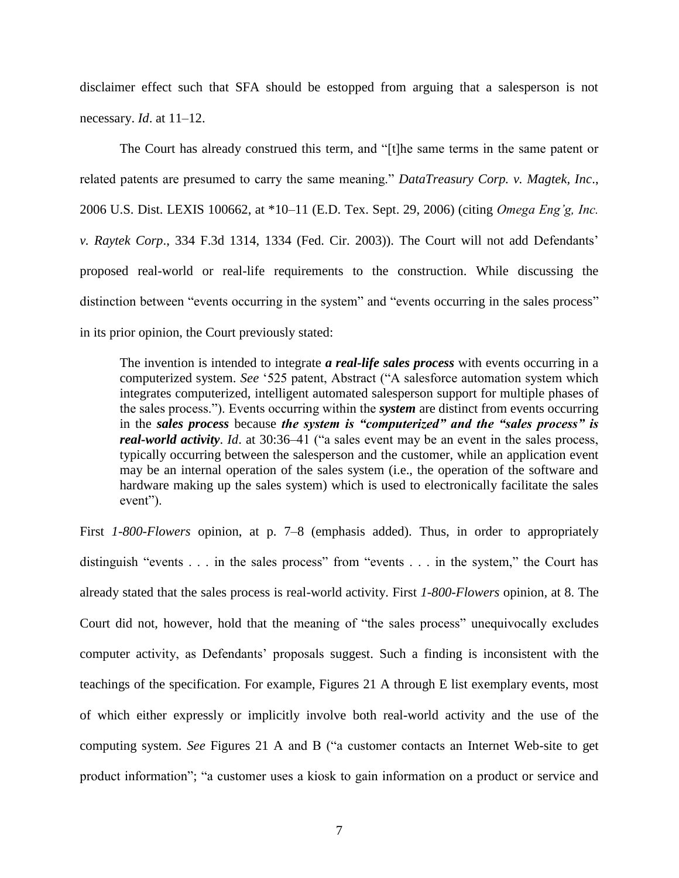disclaimer effect such that SFA should be estopped from arguing that a salesperson is not necessary. *Id*. at 11–12.

The Court has already construed this term, and "[t]he same terms in the same patent or related patents are presumed to carry the same meaning." *DataTreasury Corp. v. Magtek, Inc*., 2006 U.S. Dist. LEXIS 100662, at *10–11 (E.D. Tex. Sept. 29, 2006) (citing *Omega Eng'g, Inc. v. Raytek Corp*., 334 F.3d 1314, 1334 (Fed. Cir. 2003)). The Court will not add Defendants' proposed real-world or real-life requirements to the construction. While discussing the distinction between "events occurring in the system" and "events occurring in the sales process" in its prior opinion, the Court previously stated:

> The invention is intended to integrate ***a real-life sales process*** with events occurring in a computerized system. *See* '525 patent, Abstract ("A salesforce automation system which integrates computerized, intelligent automated salesperson support for multiple phases of the sales process."). Events occurring within the ***system*** are distinct from events occurring in the ***sales process*** because ***the system is "computerized" and the "sales process" is real-world activity***. *Id*. at 30:36–41 ("a sales event may be an event in the sales process, typically occurring between the salesperson and the customer, while an application event may be an internal operation of the sales system (i.e., the operation of the software and hardware making up the sales system) which is used to electronically facilitate the sales event").

First *1-800-Flowers* opinion, at p. 7–8 (emphasis added). Thus, in order to appropriately distinguish "events . . . in the sales process" from "events . . . in the system," the Court has already stated that the sales process is real-world activity. First *1-800-Flowers* opinion, at 8. The Court did not, however, hold that the meaning of "the sales process" unequivocally excludes computer activity, as Defendants' proposals suggest. Such a finding is inconsistent with the teachings of the specification. For example, Figures 21 A through E list exemplary events, most of which either expressly or implicitly involve both real-world activity and the use of the computing system. *See* Figures 21 A and B ("a customer contacts an Internet Web-site to get product information"; "a customer uses a kiosk to gain information on a product or service and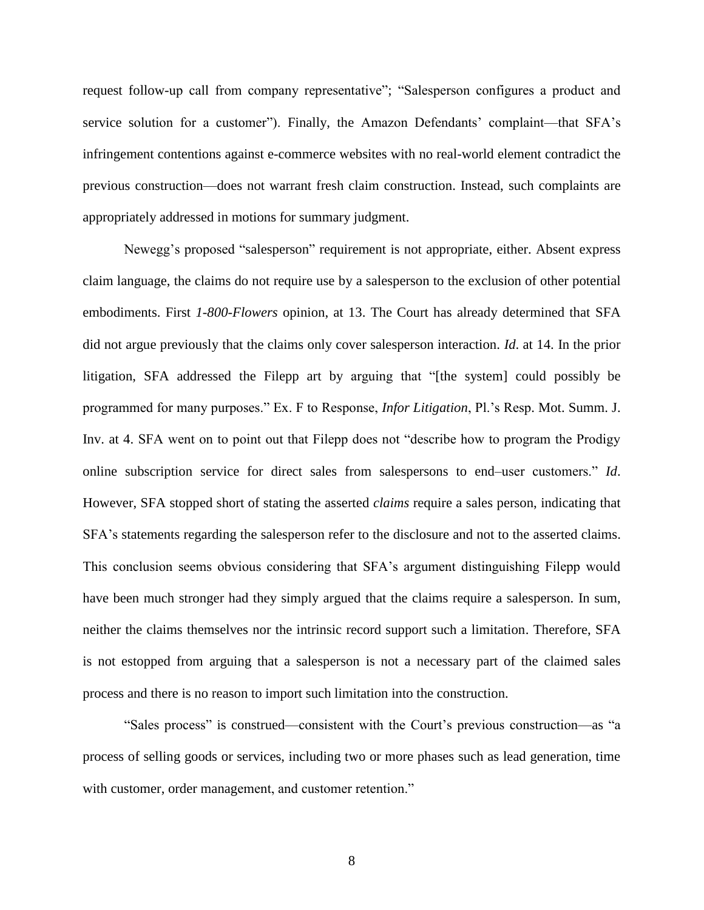request follow-up call from company representative"; "Salesperson configures a product and service solution for a customer"). Finally, the Amazon Defendants' complaint—that SFA's infringement contentions against e-commerce websites with no real-world element contradict the previous construction—does not warrant fresh claim construction. Instead, such complaints are appropriately addressed in motions for summary judgment.

Newegg's proposed "salesperson" requirement is not appropriate, either. Absent express claim language, the claims do not require use by a salesperson to the exclusion of other potential embodiments. First *1-800-Flowers* opinion, at 13. The Court has already determined that SFA did not argue previously that the claims only cover salesperson interaction. *Id*. at 14. In the prior litigation, SFA addressed the Filepp art by arguing that "[the system] could possibly be programmed for many purposes." Ex. F to Response, *Infor Litigation*, Pl.'s Resp. Mot. Summ. J. Inv. at 4. SFA went on to point out that Filepp does not "describe how to program the Prodigy online subscription service for direct sales from salespersons to end–user customers." *Id*. However, SFA stopped short of stating the asserted *claims* require a sales person, indicating that SFA's statements regarding the salesperson refer to the disclosure and not to the asserted claims. This conclusion seems obvious considering that SFA's argument distinguishing Filepp would have been much stronger had they simply argued that the claims require a salesperson. In sum, neither the claims themselves nor the intrinsic record support such a limitation. Therefore, SFA is not estopped from arguing that a salesperson is not a necessary part of the claimed sales process and there is no reason to import such limitation into the construction.

"Sales process" is construed—consistent with the Court's previous construction—as "a process of selling goods or services, including two or more phases such as lead generation, time with customer, order management, and customer retention."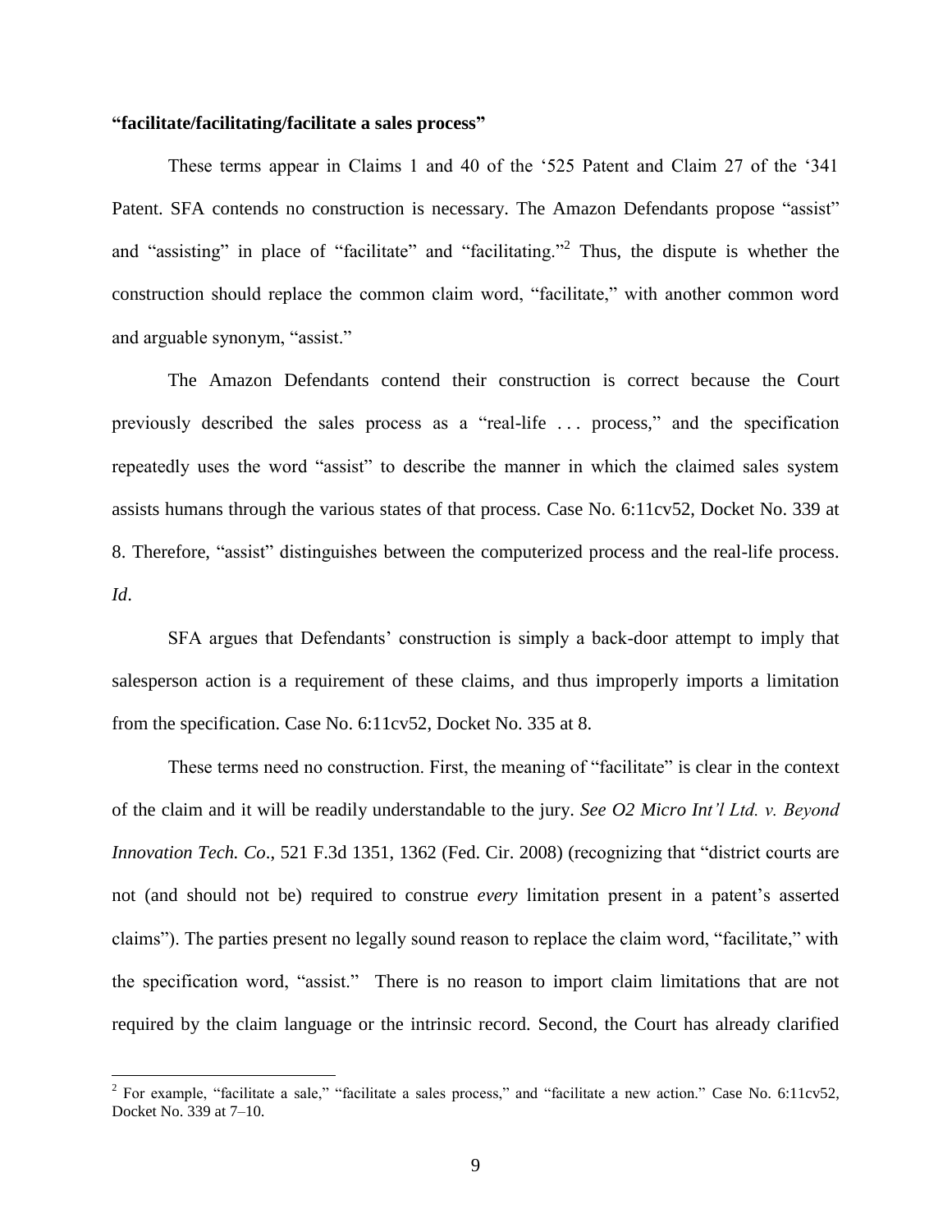**"facilitate/facilitating/facilitate a sales process"**

These terms appear in Claims 1 and 40 of the '525 Patent and Claim 27 of the '341 Patent. SFA contends no construction is necessary. The Amazon Defendants propose "assist" and "assisting" in place of "facilitate" and "facilitating."[2] Thus, the dispute is whether the construction should replace the common claim word, "facilitate," with another common word and arguable synonym, "assist."

The Amazon Defendants contend their construction is correct because the Court previously described the sales process as a "real-life . . . process," and the specification repeatedly uses the word "assist" to describe the manner in which the claimed sales system assists humans through the various states of that process. Case No. 6:11cv52, Docket No. 339 at 8. Therefore, "assist" distinguishes between the computerized process and the real-life process. *Id*.

SFA argues that Defendants' construction is simply a back-door attempt to imply that salesperson action is a requirement of these claims, and thus improperly imports a limitation from the specification. Case No. 6:11cv52, Docket No. 335 at 8.

These terms need no construction. First, the meaning of "facilitate" is clear in the context of the claim and it will be readily understandable to the jury. *See O2 Micro Int'l Ltd. v. Beyond Innovation Tech. Co*., 521 F.3d 1351, 1362 (Fed. Cir. 2008) (recognizing that "district courts are not (and should not be) required to construe *every* limitation present in a patent's asserted claims"). The parties present no legally sound reason to replace the claim word, "facilitate," with the specification word, "assist." There is no reason to import claim limitations that are not required by the claim language or the intrinsic record. Second, the Court has already clarified

[2] For example, "facilitate a sale," "facilitate a sales process," and "facilitate a new action." Case No. 6:11cv52, Docket No. 339 at 7–10.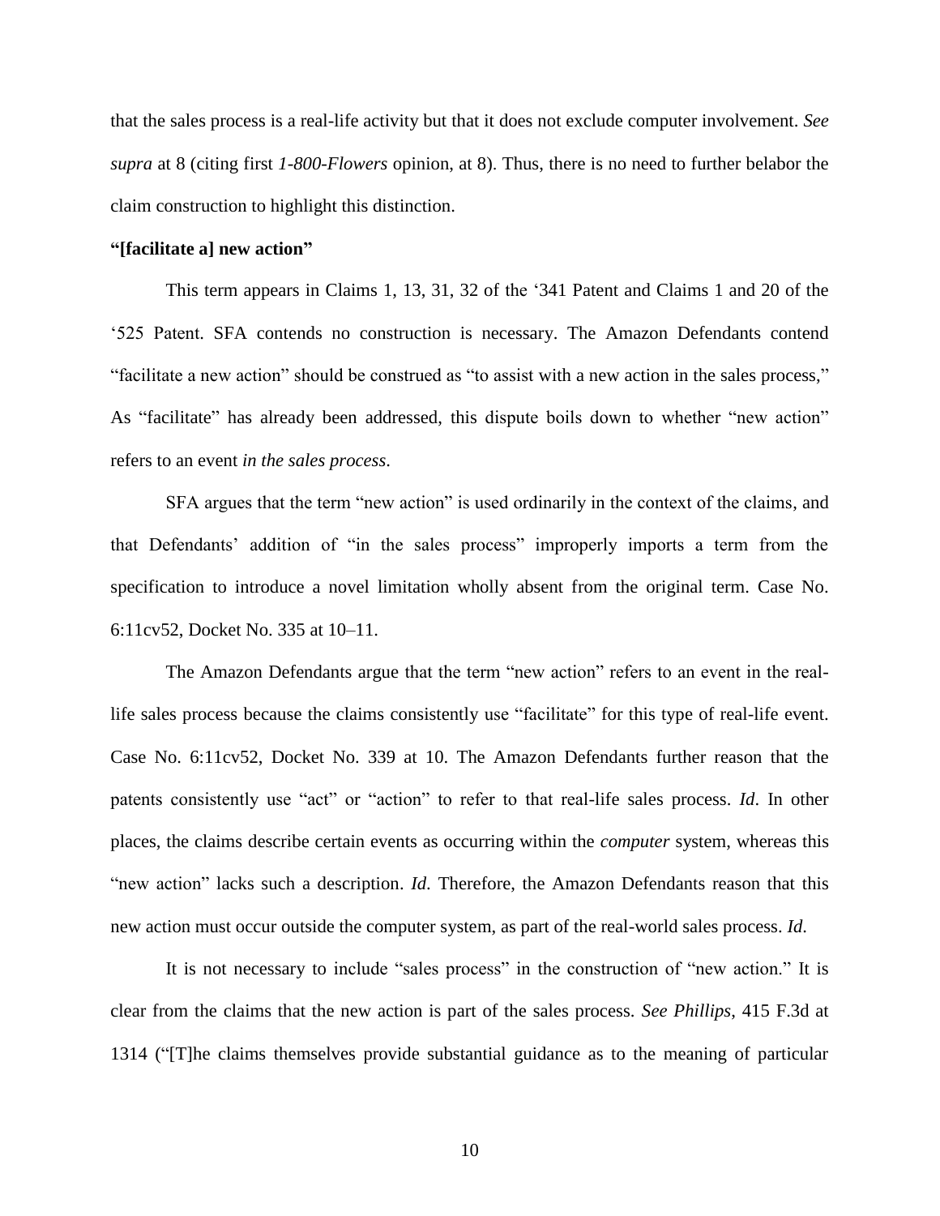that the sales process is a real-life activity but that it does not exclude computer involvement. *See supra* at 8 (citing first *1-800-Flowers* opinion, at 8). Thus, there is no need to further belabor the claim construction to highlight this distinction.

**"[facilitate a] new action"**

This term appears in Claims 1, 13, 31, 32 of the '341 Patent and Claims 1 and 20 of the '525 Patent. SFA contends no construction is necessary. The Amazon Defendants contend "facilitate a new action" should be construed as "to assist with a new action in the sales process," As "facilitate" has already been addressed, this dispute boils down to whether "new action" refers to an event *in the sales process*.

SFA argues that the term "new action" is used ordinarily in the context of the claims, and that Defendants' addition of "in the sales process" improperly imports a term from the specification to introduce a novel limitation wholly absent from the original term. Case No. 6:11cv52, Docket No. 335 at 10–11.

The Amazon Defendants argue that the term "new action" refers to an event in the real-life sales process because the claims consistently use "facilitate" for this type of real-life event. Case No. 6:11cv52, Docket No. 339 at 10. The Amazon Defendants further reason that the patents consistently use "act" or "action" to refer to that real-life sales process. *Id*. In other places, the claims describe certain events as occurring within the *computer* system, whereas this "new action" lacks such a description. *Id*. Therefore, the Amazon Defendants reason that this new action must occur outside the computer system, as part of the real-world sales process. *Id*.

It is not necessary to include "sales process" in the construction of "new action." It is clear from the claims that the new action is part of the sales process. *See Phillips*, 415 F.3d at 1314 ("[T]he claims themselves provide substantial guidance as to the meaning of particular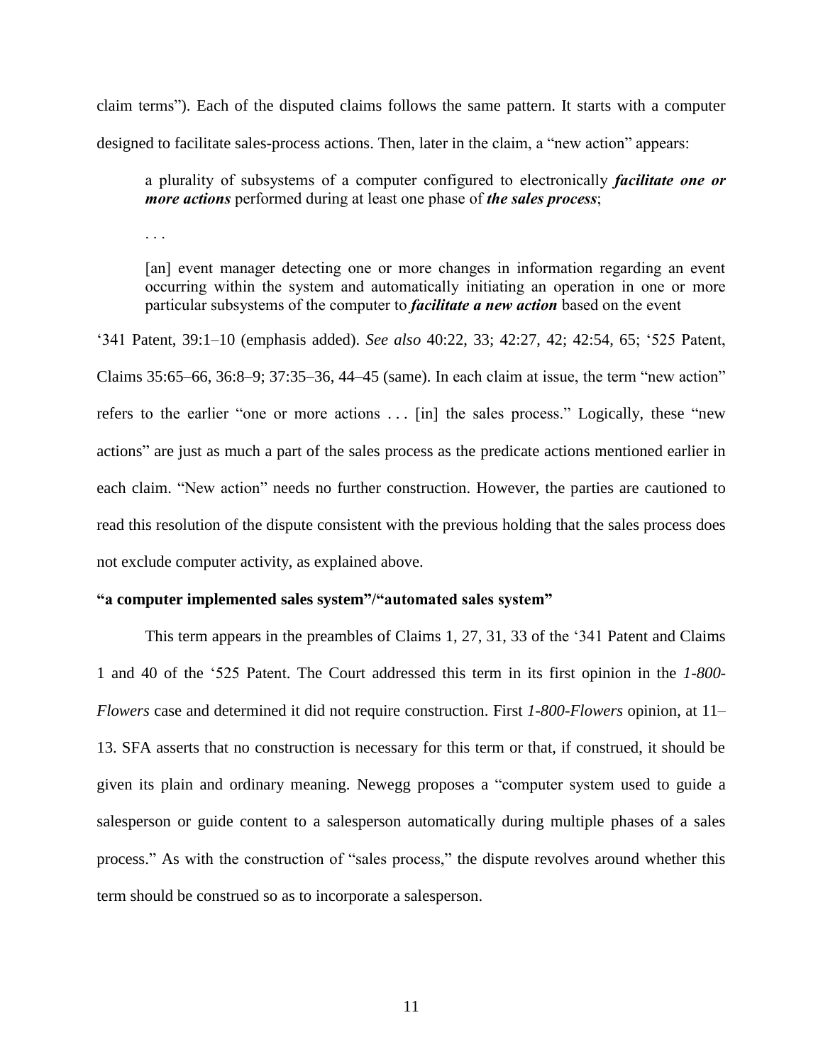claim terms"). Each of the disputed claims follows the same pattern. It starts with a computer designed to facilitate sales-process actions. Then, later in the claim, a "new action" appears:

> a plurality of subsystems of a computer configured to electronically ***facilitate one or more actions*** performed during at least one phase of ***the sales process***;
>
> . . .
>
> [an] event manager detecting one or more changes in information regarding an event occurring within the system and automatically initiating an operation in one or more particular subsystems of the computer to ***facilitate a new action*** based on the event

'341 Patent, 39:1–10 (emphasis added). *See also* 40:22, 33; 42:27, 42; 42:54, 65; '525 Patent, Claims 35:65–66, 36:8–9; 37:35–36, 44–45 (same). In each claim at issue, the term "new action" refers to the earlier "one or more actions . . . [in] the sales process." Logically, these "new actions" are just as much a part of the sales process as the predicate actions mentioned earlier in each claim. "New action" needs no further construction. However, the parties are cautioned to read this resolution of the dispute consistent with the previous holding that the sales process does not exclude computer activity, as explained above.

**"a computer implemented sales system"/"automated sales system"**

This term appears in the preambles of Claims 1, 27, 31, 33 of the '341 Patent and Claims 1 and 40 of the '525 Patent. The Court addressed this term in its first opinion in the *1-800-Flowers* case and determined it did not require construction. First *1-800-Flowers* opinion, at 11–13. SFA asserts that no construction is necessary for this term or that, if construed, it should be given its plain and ordinary meaning. Newegg proposes a "computer system used to guide a salesperson or guide content to a salesperson automatically during multiple phases of a sales process." As with the construction of "sales process," the dispute revolves around whether this term should be construed so as to incorporate a salesperson.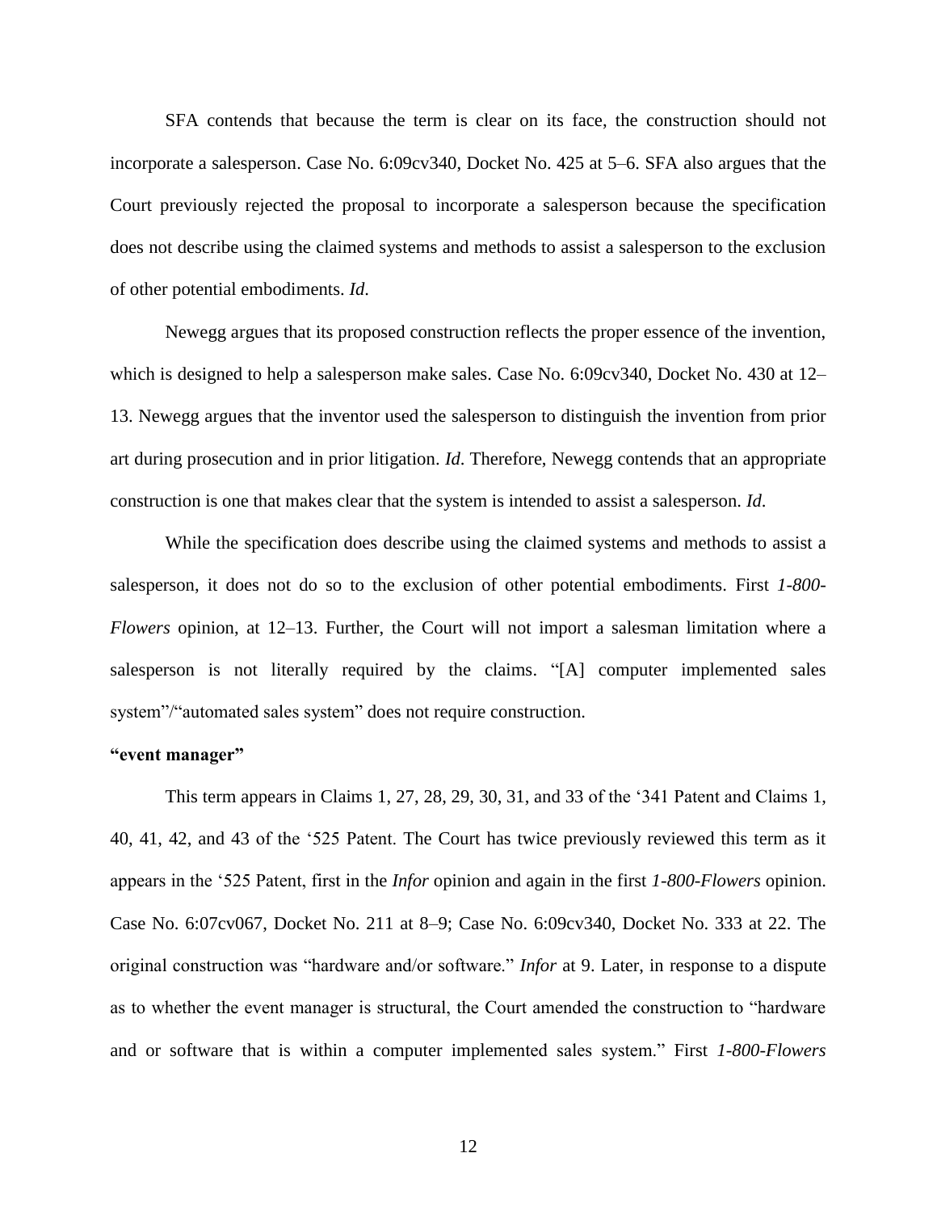SFA contends that because the term is clear on its face, the construction should not incorporate a salesperson. Case No. 6:09cv340, Docket No. 425 at 5–6. SFA also argues that the Court previously rejected the proposal to incorporate a salesperson because the specification does not describe using the claimed systems and methods to assist a salesperson to the exclusion of other potential embodiments. *Id*.

Newegg argues that its proposed construction reflects the proper essence of the invention, which is designed to help a salesperson make sales. Case No. 6:09cv340, Docket No. 430 at 12–13. Newegg argues that the inventor used the salesperson to distinguish the invention from prior art during prosecution and in prior litigation. *Id*. Therefore, Newegg contends that an appropriate construction is one that makes clear that the system is intended to assist a salesperson. *Id*.

While the specification does describe using the claimed systems and methods to assist a salesperson, it does not do so to the exclusion of other potential embodiments. First *1-800-Flowers* opinion, at 12–13. Further, the Court will not import a salesman limitation where a salesperson is not literally required by the claims. "[A] computer implemented sales system"/"automated sales system" does not require construction.

**"event manager"**

This term appears in Claims 1, 27, 28, 29, 30, 31, and 33 of the '341 Patent and Claims 1, 40, 41, 42, and 43 of the '525 Patent. The Court has twice previously reviewed this term as it appears in the '525 Patent, first in the *Infor* opinion and again in the first *1-800-Flowers* opinion. Case No. 6:07cv067, Docket No. 211 at 8–9; Case No. 6:09cv340, Docket No. 333 at 22. The original construction was "hardware and/or software." *Infor* at 9. Later, in response to a dispute as to whether the event manager is structural, the Court amended the construction to "hardware and or software that is within a computer implemented sales system." First *1-800-Flowers*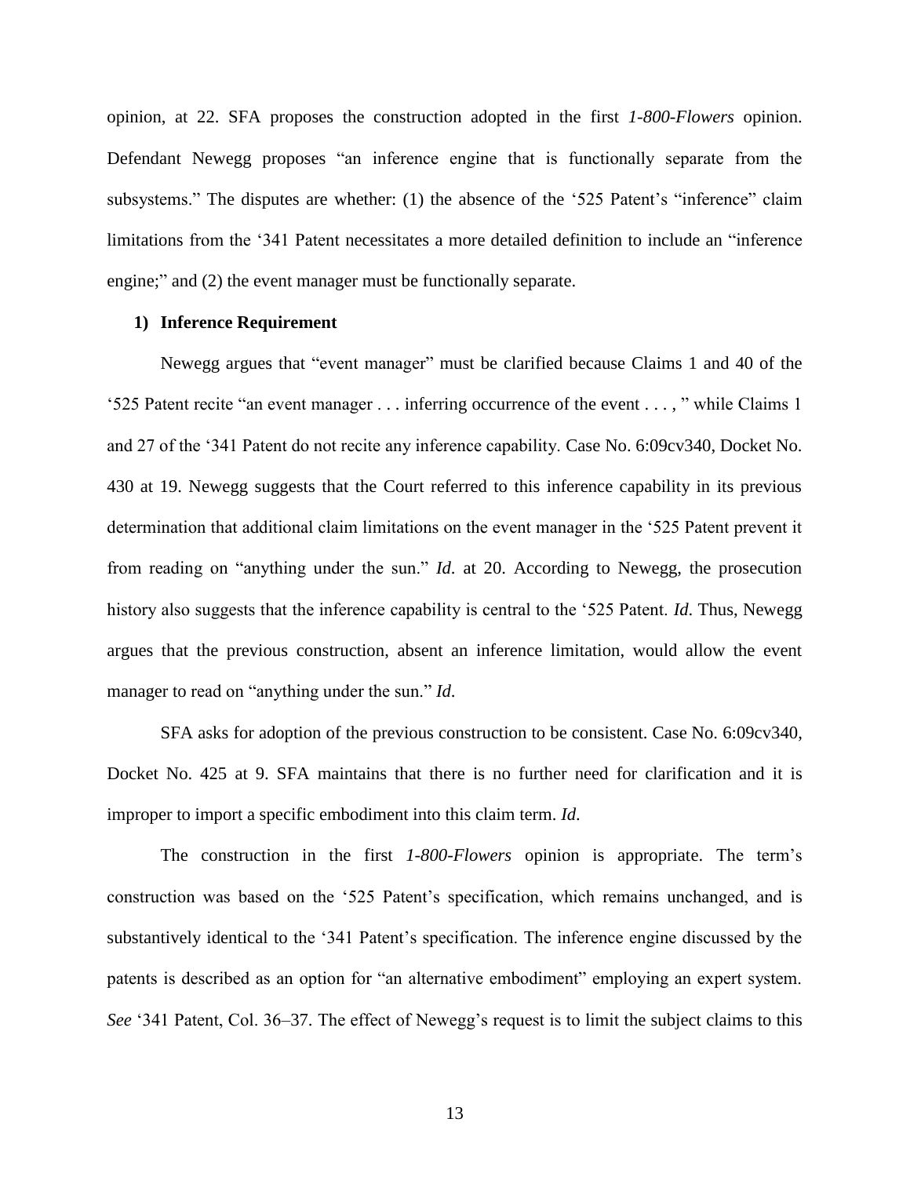opinion, at 22. SFA proposes the construction adopted in the first *1-800-Flowers* opinion. Defendant Newegg proposes "an inference engine that is functionally separate from the subsystems." The disputes are whether: (1) the absence of the '525 Patent's "inference" claim limitations from the '341 Patent necessitates a more detailed definition to include an "inference engine;" and (2) the event manager must be functionally separate.

**1) Inference Requirement**

Newegg argues that "event manager" must be clarified because Claims 1 and 40 of the '525 Patent recite "an event manager . . . inferring occurrence of the event . . . , " while Claims 1 and 27 of the '341 Patent do not recite any inference capability. Case No. 6:09cv340, Docket No. 430 at 19. Newegg suggests that the Court referred to this inference capability in its previous determination that additional claim limitations on the event manager in the '525 Patent prevent it from reading on "anything under the sun." *Id*. at 20. According to Newegg, the prosecution history also suggests that the inference capability is central to the '525 Patent. *Id*. Thus, Newegg argues that the previous construction, absent an inference limitation, would allow the event manager to read on "anything under the sun." *Id*.

SFA asks for adoption of the previous construction to be consistent. Case No. 6:09cv340, Docket No. 425 at 9. SFA maintains that there is no further need for clarification and it is improper to import a specific embodiment into this claim term. *Id*.

The construction in the first *1-800-Flowers* opinion is appropriate. The term's construction was based on the '525 Patent's specification, which remains unchanged, and is substantively identical to the '341 Patent's specification. The inference engine discussed by the patents is described as an option for "an alternative embodiment" employing an expert system. *See* '341 Patent, Col. 36–37. The effect of Newegg's request is to limit the subject claims to this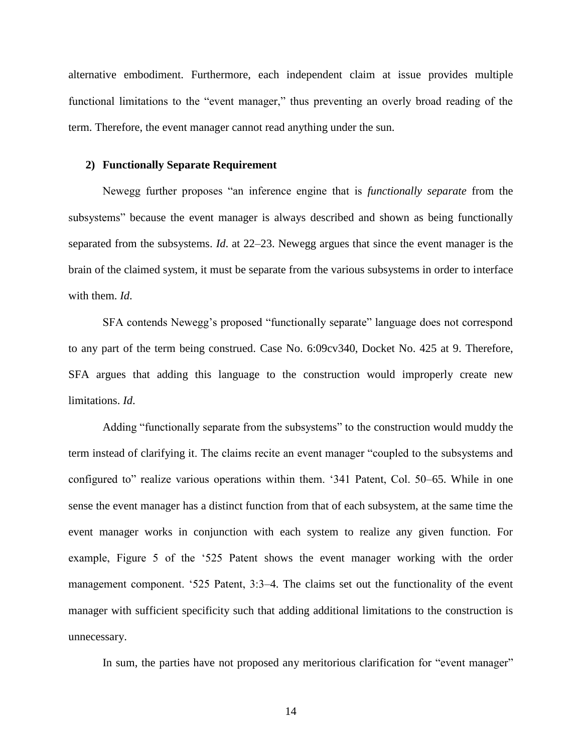alternative embodiment. Furthermore, each independent claim at issue provides multiple functional limitations to the "event manager," thus preventing an overly broad reading of the term. Therefore, the event manager cannot read anything under the sun.

#### 2) Functionally Separate Requirement

Newegg further proposes "an inference engine that is *functionally separate* from the subsystems" because the event manager is always described and shown as being functionally separated from the subsystems. *Id*. at 22–23. Newegg argues that since the event manager is the brain of the claimed system, it must be separate from the various subsystems in order to interface with them. *Id*.

SFA contends Newegg's proposed "functionally separate" language does not correspond to any part of the term being construed. Case No. 6:09cv340, Docket No. 425 at 9. Therefore, SFA argues that adding this language to the construction would improperly create new limitations. *Id*.

Adding "functionally separate from the subsystems" to the construction would muddy the term instead of clarifying it. The claims recite an event manager "coupled to the subsystems and configured to" realize various operations within them. '341 Patent, Col. 50–65. While in one sense the event manager has a distinct function from that of each subsystem, at the same time the event manager works in conjunction with each system to realize any given function. For example, Figure 5 of the '525 Patent shows the event manager working with the order management component. '525 Patent, 3:3–4. The claims set out the functionality of the event manager with sufficient specificity such that adding additional limitations to the construction is unnecessary.

In sum, the parties have not proposed any meritorious clarification for "event manager"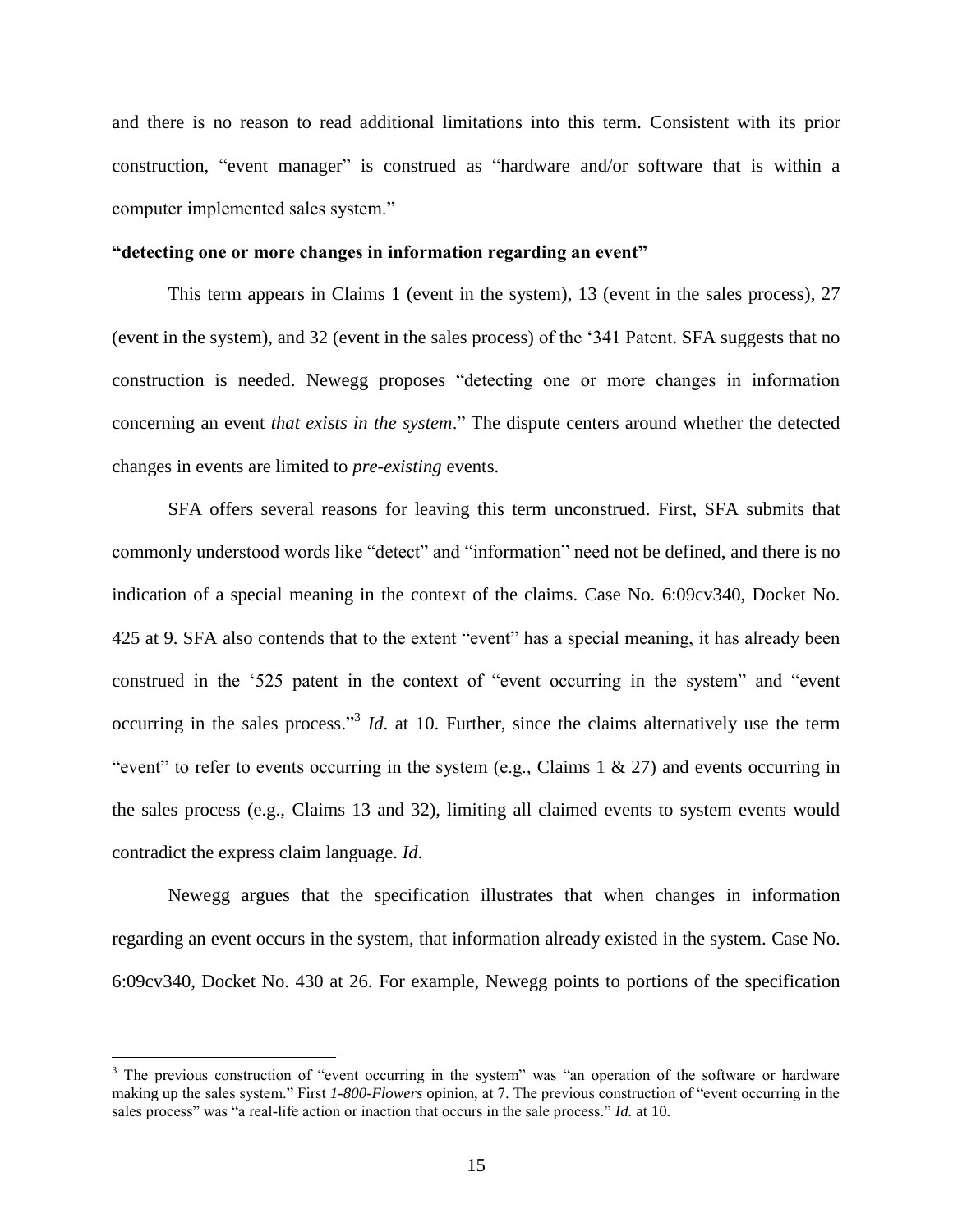and there is no reason to read additional limitations into this term. Consistent with its prior construction, "event manager" is construed as "hardware and/or software that is within a computer implemented sales system."

**"detecting one or more changes in information regarding an event"**

This term appears in Claims 1 (event in the system), 13 (event in the sales process), 27 (event in the system), and 32 (event in the sales process) of the '341 Patent. SFA suggests that no construction is needed. Newegg proposes "detecting one or more changes in information concerning an event *that exists in the system*." The dispute centers around whether the detected changes in events are limited to *pre-existing* events.

SFA offers several reasons for leaving this term unconstrued. First, SFA submits that commonly understood words like "detect" and "information" need not be defined, and there is no indication of a special meaning in the context of the claims. Case No. 6:09cv340, Docket No. 425 at 9. SFA also contends that to the extent "event" has a special meaning, it has already been construed in the '525 patent in the context of "event occurring in the system" and "event occurring in the sales process."[3] *Id*. at 10. Further, since the claims alternatively use the term "event" to refer to events occurring in the system (e.g., Claims 1 & 27) and events occurring in the sales process (e.g., Claims 13 and 32), limiting all claimed events to system events would contradict the express claim language. *Id*.

Newegg argues that the specification illustrates that when changes in information regarding an event occurs in the system, that information already existed in the system. Case No. 6:09cv340, Docket No. 430 at 26. For example, Newegg points to portions of the specification

---

[3] The previous construction of "event occurring in the system" was "an operation of the software or hardware making up the sales system." First *1-800-Flowers* opinion, at 7. The previous construction of "event occurring in the sales process" was "a real-life action or inaction that occurs in the sale process." *Id.* at 10.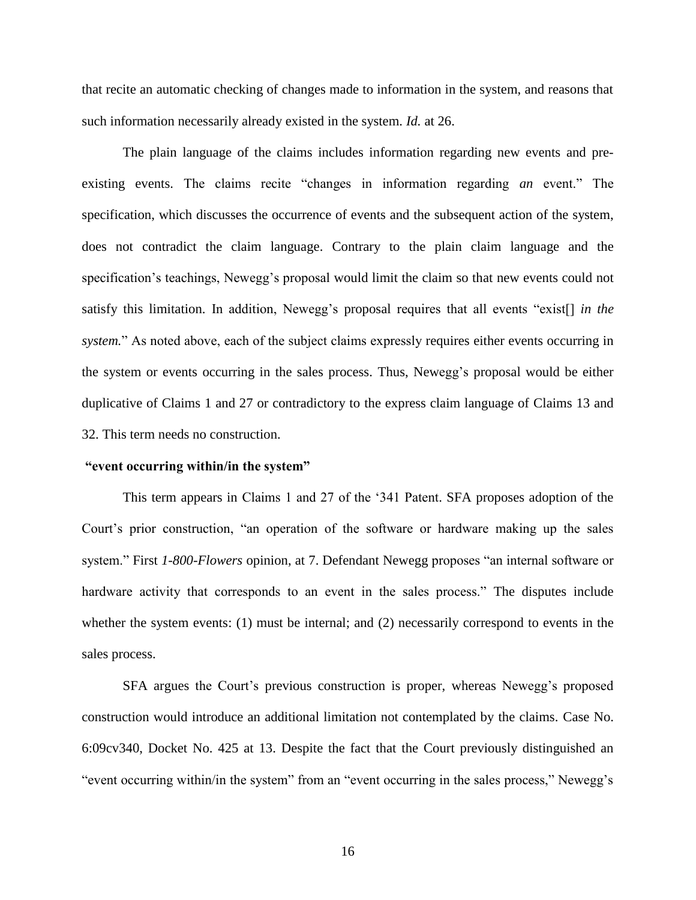that recite an automatic checking of changes made to information in the system, and reasons that such information necessarily already existed in the system. *Id.* at 26.

The plain language of the claims includes information regarding new events and pre-existing events. The claims recite "changes in information regarding *an* event." The specification, which discusses the occurrence of events and the subsequent action of the system, does not contradict the claim language. Contrary to the plain claim language and the specification's teachings, Newegg's proposal would limit the claim so that new events could not satisfy this limitation. In addition, Newegg's proposal requires that all events "exist[] *in the system.*" As noted above, each of the subject claims expressly requires either events occurring in the system or events occurring in the sales process. Thus, Newegg's proposal would be either duplicative of Claims 1 and 27 or contradictory to the express claim language of Claims 13 and 32. This term needs no construction.

**"event occurring within/in the system"**

This term appears in Claims 1 and 27 of the '341 Patent. SFA proposes adoption of the Court's prior construction, "an operation of the software or hardware making up the sales system." First *1-800-Flowers* opinion, at 7. Defendant Newegg proposes "an internal software or hardware activity that corresponds to an event in the sales process." The disputes include whether the system events: (1) must be internal; and (2) necessarily correspond to events in the sales process.

SFA argues the Court's previous construction is proper, whereas Newegg's proposed construction would introduce an additional limitation not contemplated by the claims. Case No. 6:09cv340, Docket No. 425 at 13. Despite the fact that the Court previously distinguished an "event occurring within/in the system" from an "event occurring in the sales process," Newegg's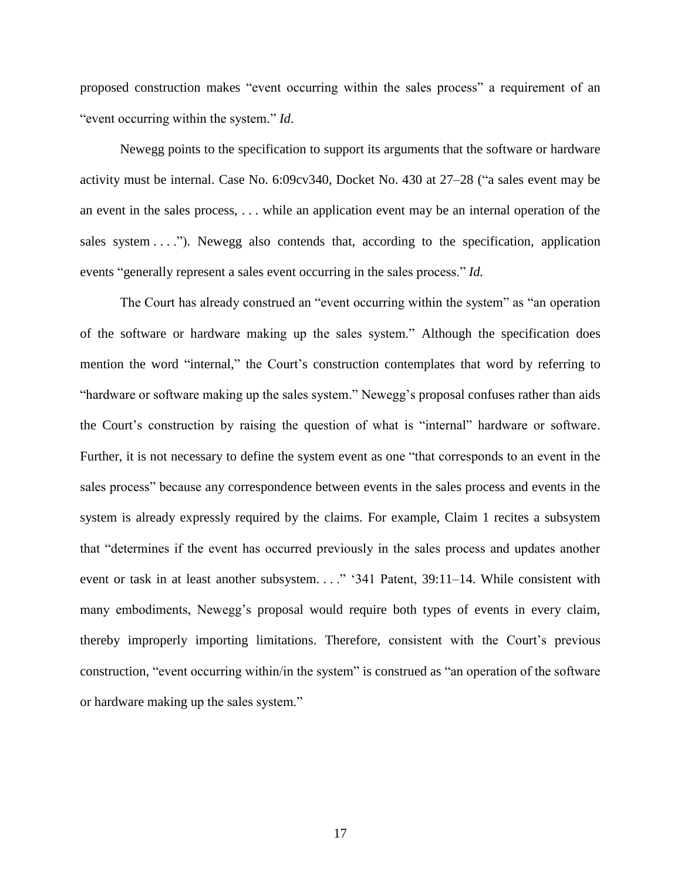proposed construction makes "event occurring within the sales process" a requirement of an "event occurring within the system." *Id.*

Newegg points to the specification to support its arguments that the software or hardware activity must be internal. Case No. 6:09cv340, Docket No. 430 at 27–28 ("a sales event may be an event in the sales process, . . . while an application event may be an internal operation of the sales system . . . ."). Newegg also contends that, according to the specification, application events "generally represent a sales event occurring in the sales process." *Id.*

The Court has already construed an "event occurring within the system" as "an operation of the software or hardware making up the sales system." Although the specification does mention the word "internal," the Court's construction contemplates that word by referring to "hardware or software making up the sales system." Newegg's proposal confuses rather than aids the Court's construction by raising the question of what is "internal" hardware or software. Further, it is not necessary to define the system event as one "that corresponds to an event in the sales process" because any correspondence between events in the sales process and events in the system is already expressly required by the claims. For example, Claim 1 recites a subsystem that "determines if the event has occurred previously in the sales process and updates another event or task in at least another subsystem. . . ." '341 Patent, 39:11–14. While consistent with many embodiments, Newegg's proposal would require both types of events in every claim, thereby improperly importing limitations. Therefore, consistent with the Court's previous construction, "event occurring within/in the system" is construed as "an operation of the software or hardware making up the sales system."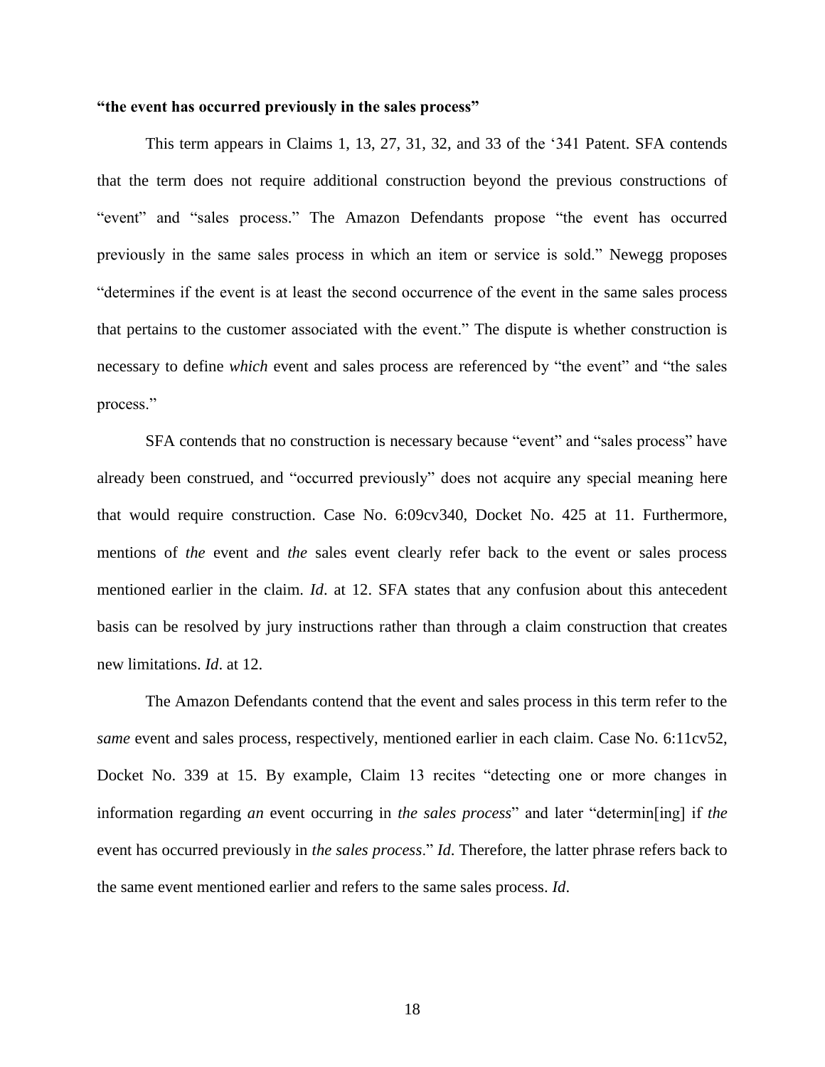**"the event has occurred previously in the sales process"**

This term appears in Claims 1, 13, 27, 31, 32, and 33 of the '341 Patent. SFA contends that the term does not require additional construction beyond the previous constructions of "event" and "sales process." The Amazon Defendants propose "the event has occurred previously in the same sales process in which an item or service is sold." Newegg proposes "determines if the event is at least the second occurrence of the event in the same sales process that pertains to the customer associated with the event." The dispute is whether construction is necessary to define *which* event and sales process are referenced by "the event" and "the sales process."

SFA contends that no construction is necessary because "event" and "sales process" have already been construed, and "occurred previously" does not acquire any special meaning here that would require construction. Case No. 6:09cv340, Docket No. 425 at 11. Furthermore, mentions of *the* event and *the* sales event clearly refer back to the event or sales process mentioned earlier in the claim. *Id*. at 12. SFA states that any confusion about this antecedent basis can be resolved by jury instructions rather than through a claim construction that creates new limitations. *Id*. at 12.

The Amazon Defendants contend that the event and sales process in this term refer to the *same* event and sales process, respectively, mentioned earlier in each claim. Case No. 6:11cv52, Docket No. 339 at 15. By example, Claim 13 recites "detecting one or more changes in information regarding *an* event occurring in *the sales process*" and later "determin[ing] if *the* event has occurred previously in *the sales process*." *Id*. Therefore, the latter phrase refers back to the same event mentioned earlier and refers to the same sales process. *Id*.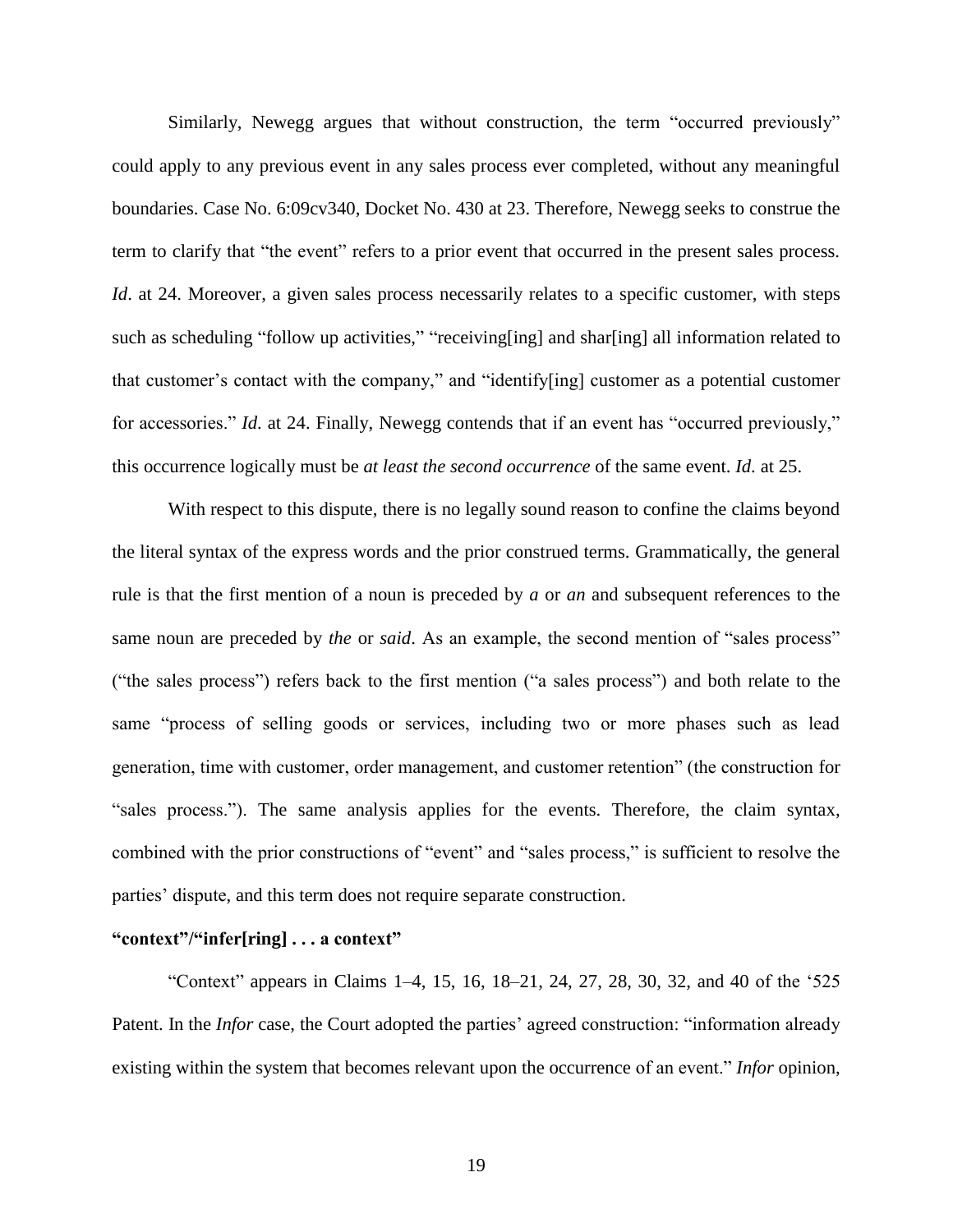Similarly, Newegg argues that without construction, the term "occurred previously" could apply to any previous event in any sales process ever completed, without any meaningful boundaries. Case No. 6:09cv340, Docket No. 430 at 23. Therefore, Newegg seeks to construe the term to clarify that "the event" refers to a prior event that occurred in the present sales process. *Id*. at 24. Moreover, a given sales process necessarily relates to a specific customer, with steps such as scheduling "follow up activities," "receiving[ing] and shar[ing] all information related to that customer's contact with the company," and "identify[ing] customer as a potential customer for accessories." *Id*. at 24. Finally, Newegg contends that if an event has "occurred previously," this occurrence logically must be *at least the second occurrence* of the same event. *Id*. at 25.

With respect to this dispute, there is no legally sound reason to confine the claims beyond the literal syntax of the express words and the prior construed terms. Grammatically, the general rule is that the first mention of a noun is preceded by *a* or *an* and subsequent references to the same noun are preceded by *the* or *said*. As an example, the second mention of "sales process" ("the sales process") refers back to the first mention ("a sales process") and both relate to the same "process of selling goods or services, including two or more phases such as lead generation, time with customer, order management, and customer retention" (the construction for "sales process."). The same analysis applies for the events. Therefore, the claim syntax, combined with the prior constructions of "event" and "sales process," is sufficient to resolve the parties' dispute, and this term does not require separate construction.

**"context"/"infer[ring] . . . a context"**

"Context" appears in Claims 1–4, 15, 16, 18–21, 24, 27, 28, 30, 32, and 40 of the '525 Patent. In the *Infor* case, the Court adopted the parties' agreed construction: "information already existing within the system that becomes relevant upon the occurrence of an event." *Infor* opinion,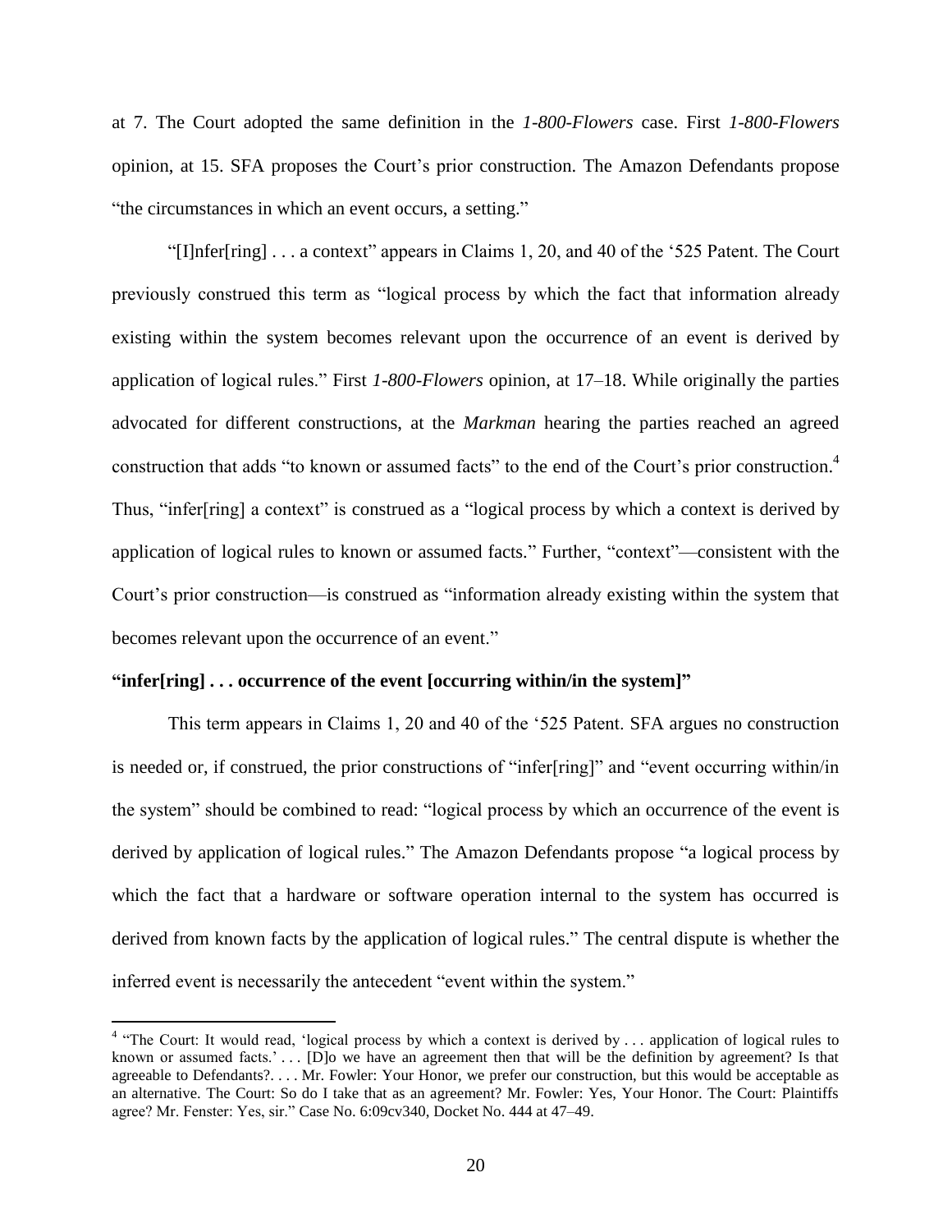at 7. The Court adopted the same definition in the *1-800-Flowers* case. First *1-800-Flowers* opinion, at 15. SFA proposes the Court's prior construction. The Amazon Defendants propose "the circumstances in which an event occurs, a setting."

"[I]nfer[ring] . . . a context" appears in Claims 1, 20, and 40 of the '525 Patent. The Court previously construed this term as "logical process by which the fact that information already existing within the system becomes relevant upon the occurrence of an event is derived by application of logical rules." First *1-800-Flowers* opinion, at 17–18. While originally the parties advocated for different constructions, at the *Markman* hearing the parties reached an agreed construction that adds "to known or assumed facts" to the end of the Court's prior construction.[4] Thus, "infer[ring] a context" is construed as a "logical process by which a context is derived by application of logical rules to known or assumed facts." Further, "context"—consistent with the Court's prior construction—is construed as "information already existing within the system that becomes relevant upon the occurrence of an event."

**"infer[ring] . . . occurrence of the event [occurring within/in the system]"**

This term appears in Claims 1, 20 and 40 of the '525 Patent. SFA argues no construction is needed or, if construed, the prior constructions of "infer[ring]" and "event occurring within/in the system" should be combined to read: "logical process by which an occurrence of the event is derived by application of logical rules." The Amazon Defendants propose "a logical process by which the fact that a hardware or software operation internal to the system has occurred is derived from known facts by the application of logical rules." The central dispute is whether the inferred event is necessarily the antecedent "event within the system."

---

[4] "The Court: It would read, 'logical process by which a context is derived by . . . application of logical rules to known or assumed facts.' . . . [D]o we have an agreement then that will be the definition by agreement? Is that agreeable to Defendants?. . . . Mr. Fowler: Your Honor, we prefer our construction, but this would be acceptable as an alternative. The Court: So do I take that as an agreement? Mr. Fowler: Yes, Your Honor. The Court: Plaintiffs agree? Mr. Fenster: Yes, sir." Case No. 6:09cv340, Docket No. 444 at 47–49.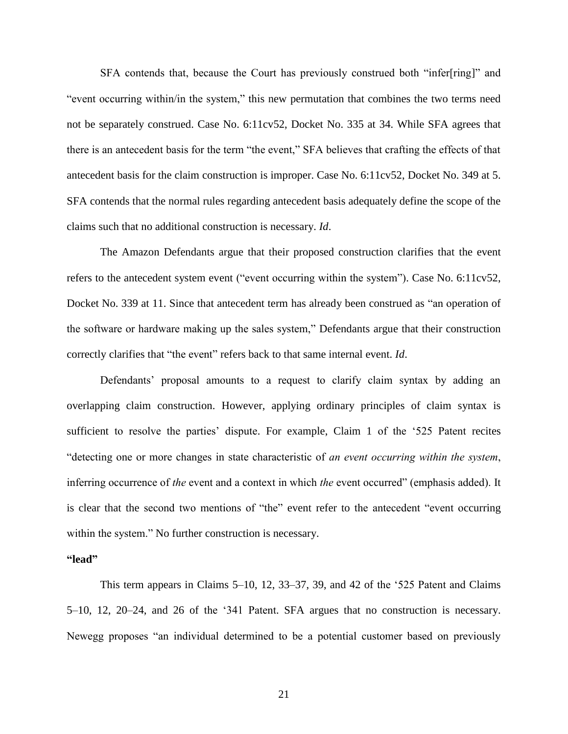SFA contends that, because the Court has previously construed both "infer[ring]" and "event occurring within/in the system," this new permutation that combines the two terms need not be separately construed. Case No. 6:11cv52, Docket No. 335 at 34. While SFA agrees that there is an antecedent basis for the term "the event," SFA believes that crafting the effects of that antecedent basis for the claim construction is improper. Case No. 6:11cv52, Docket No. 349 at 5. SFA contends that the normal rules regarding antecedent basis adequately define the scope of the claims such that no additional construction is necessary. *Id*.

The Amazon Defendants argue that their proposed construction clarifies that the event refers to the antecedent system event ("event occurring within the system"). Case No. 6:11cv52, Docket No. 339 at 11. Since that antecedent term has already been construed as "an operation of the software or hardware making up the sales system," Defendants argue that their construction correctly clarifies that "the event" refers back to that same internal event. *Id*.

Defendants' proposal amounts to a request to clarify claim syntax by adding an overlapping claim construction. However, applying ordinary principles of claim syntax is sufficient to resolve the parties' dispute. For example, Claim 1 of the '525 Patent recites "detecting one or more changes in state characteristic of *an event occurring within the system*, inferring occurrence of *the* event and a context in which *the* event occurred" (emphasis added). It is clear that the second two mentions of "the" event refer to the antecedent "event occurring within the system." No further construction is necessary.

**"lead"**

This term appears in Claims 5–10, 12, 33–37, 39, and 42 of the '525 Patent and Claims 5–10, 12, 20–24, and 26 of the '341 Patent. SFA argues that no construction is necessary. Newegg proposes "an individual determined to be a potential customer based on previously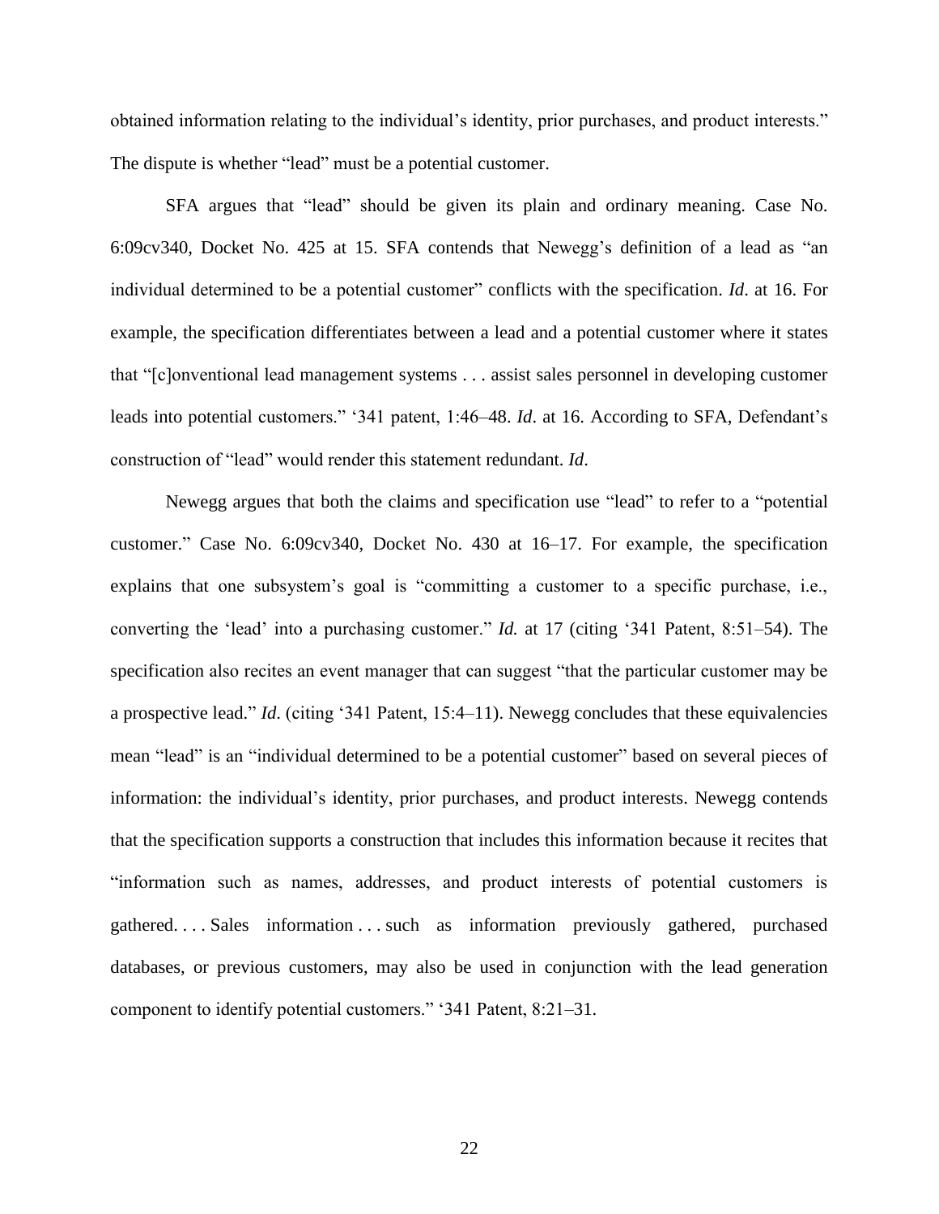obtained information relating to the individual's identity, prior purchases, and product interests." The dispute is whether "lead" must be a potential customer.

SFA argues that "lead" should be given its plain and ordinary meaning. Case No. 6:09cv340, Docket No. 425 at 15. SFA contends that Newegg's definition of a lead as "an individual determined to be a potential customer" conflicts with the specification. *Id*. at 16. For example, the specification differentiates between a lead and a potential customer where it states that "[c]onventional lead management systems . . . assist sales personnel in developing customer leads into potential customers." '341 patent, 1:46–48. *Id*. at 16. According to SFA, Defendant's construction of "lead" would render this statement redundant. *Id*.

Newegg argues that both the claims and specification use "lead" to refer to a "potential customer." Case No. 6:09cv340, Docket No. 430 at 16–17. For example, the specification explains that one subsystem's goal is "committing a customer to a specific purchase, i.e., converting the 'lead' into a purchasing customer." *Id.* at 17 (citing '341 Patent, 8:51–54). The specification also recites an event manager that can suggest "that the particular customer may be a prospective lead." *Id*. (citing '341 Patent, 15:4–11). Newegg concludes that these equivalencies mean "lead" is an "individual determined to be a potential customer" based on several pieces of information: the individual's identity, prior purchases, and product interests. Newegg contends that the specification supports a construction that includes this information because it recites that "information such as names, addresses, and product interests of potential customers is gathered. . . . Sales information . . . such as information previously gathered, purchased databases, or previous customers, may also be used in conjunction with the lead generation component to identify potential customers." '341 Patent, 8:21–31.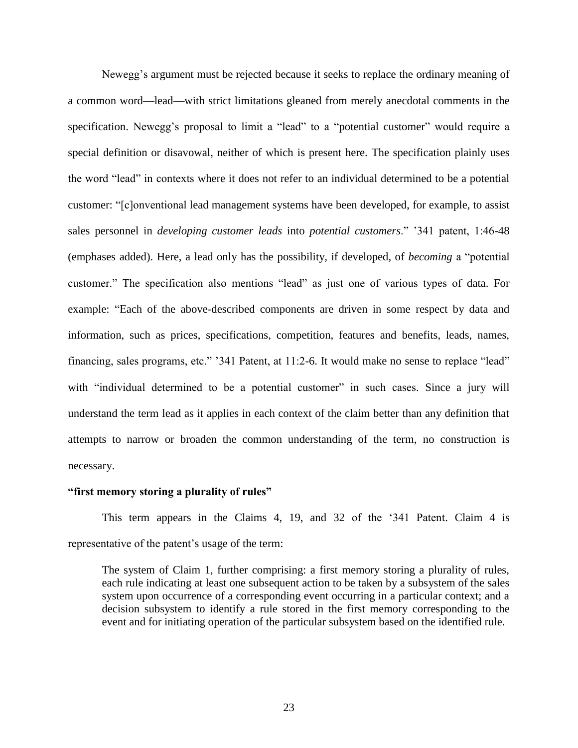Newegg's argument must be rejected because it seeks to replace the ordinary meaning of a common word—lead—with strict limitations gleaned from merely anecdotal comments in the specification. Newegg's proposal to limit a "lead" to a "potential customer" would require a special definition or disavowal, neither of which is present here. The specification plainly uses the word "lead" in contexts where it does not refer to an individual determined to be a potential customer: "[c]onventional lead management systems have been developed, for example, to assist sales personnel in *developing customer leads* into *potential customers*." '341 patent, 1:46-48 (emphases added). Here, a lead only has the possibility, if developed, of *becoming* a "potential customer." The specification also mentions "lead" as just one of various types of data. For example: "Each of the above-described components are driven in some respect by data and information, such as prices, specifications, competition, features and benefits, leads, names, financing, sales programs, etc." '341 Patent, at 11:2-6. It would make no sense to replace "lead" with "individual determined to be a potential customer" in such cases. Since a jury will understand the term lead as it applies in each context of the claim better than any definition that attempts to narrow or broaden the common understanding of the term, no construction is necessary.

**"first memory storing a plurality of rules"**

This term appears in the Claims 4, 19, and 32 of the '341 Patent. Claim 4 is representative of the patent's usage of the term:

> The system of Claim 1, further comprising: a first memory storing a plurality of rules, each rule indicating at least one subsequent action to be taken by a subsystem of the sales system upon occurrence of a corresponding event occurring in a particular context; and a decision subsystem to identify a rule stored in the first memory corresponding to the event and for initiating operation of the particular subsystem based on the identified rule.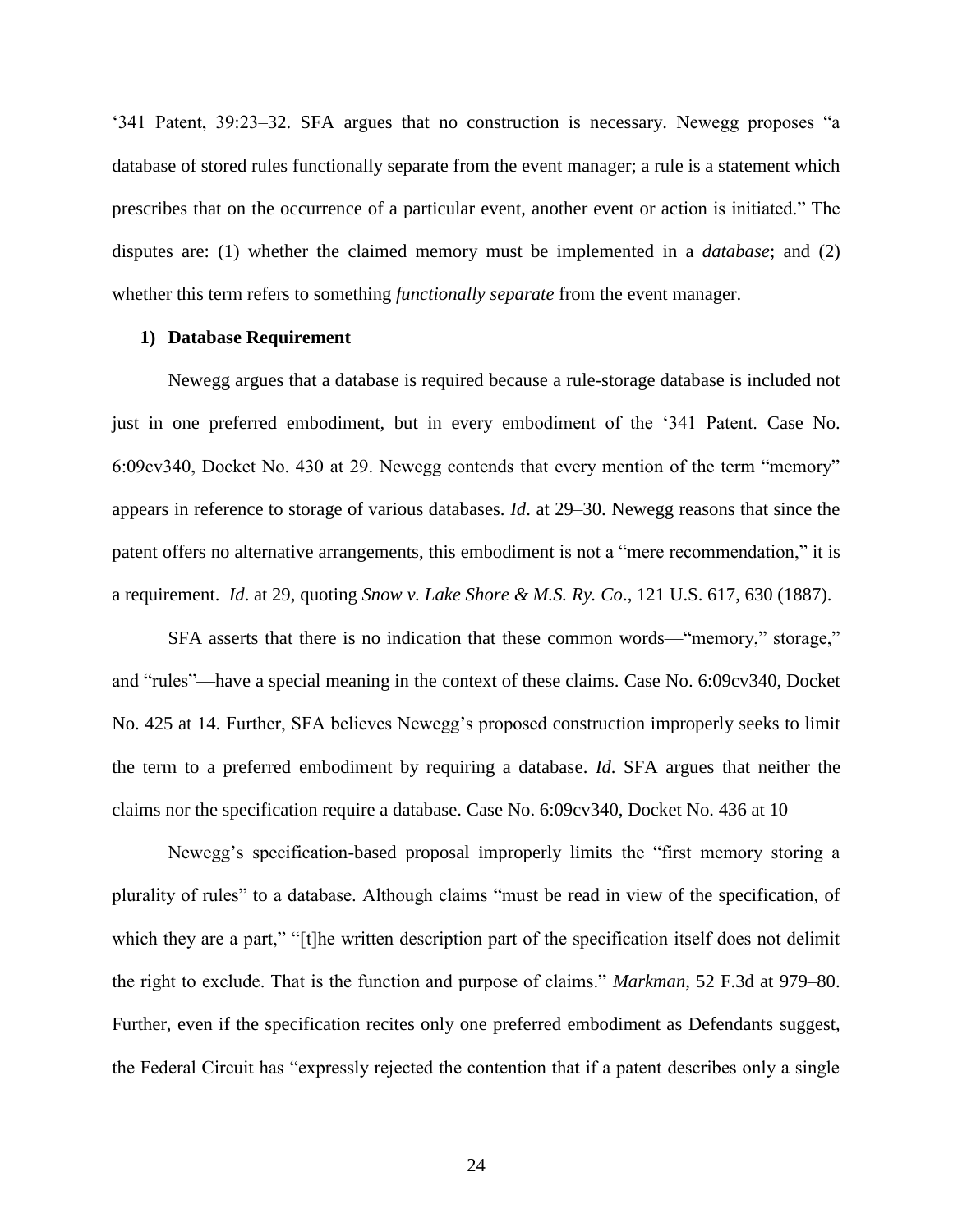‘341 Patent, 39:23–32. SFA argues that no construction is necessary. Newegg proposes “a database of stored rules functionally separate from the event manager; a rule is a statement which prescribes that on the occurrence of a particular event, another event or action is initiated.” The disputes are: (1) whether the claimed memory must be implemented in a *database*; and (2) whether this term refers to something *functionally separate* from the event manager.

**1) Database Requirement**

Newegg argues that a database is required because a rule-storage database is included not just in one preferred embodiment, but in every embodiment of the ‘341 Patent. Case No. 6:09cv340, Docket No. 430 at 29. Newegg contends that every mention of the term “memory” appears in reference to storage of various databases. *Id*. at 29–30. Newegg reasons that since the patent offers no alternative arrangements, this embodiment is not a “mere recommendation,” it is a requirement. *Id*. at 29, quoting *Snow v. Lake Shore & M.S. Ry. Co*., 121 U.S. 617, 630 (1887).

SFA asserts that there is no indication that these common words—“memory,” storage,” and “rules”—have a special meaning in the context of these claims. Case No. 6:09cv340, Docket No. 425 at 14. Further, SFA believes Newegg’s proposed construction improperly seeks to limit the term to a preferred embodiment by requiring a database. *Id*. SFA argues that neither the claims nor the specification require a database. Case No. 6:09cv340, Docket No. 436 at 10

Newegg’s specification-based proposal improperly limits the “first memory storing a plurality of rules” to a database. Although claims “must be read in view of the specification, of which they are a part,” “[t]he written description part of the specification itself does not delimit the right to exclude. That is the function and purpose of claims.” *Markman*, 52 F.3d at 979–80. Further, even if the specification recites only one preferred embodiment as Defendants suggest, the Federal Circuit has “expressly rejected the contention that if a patent describes only a single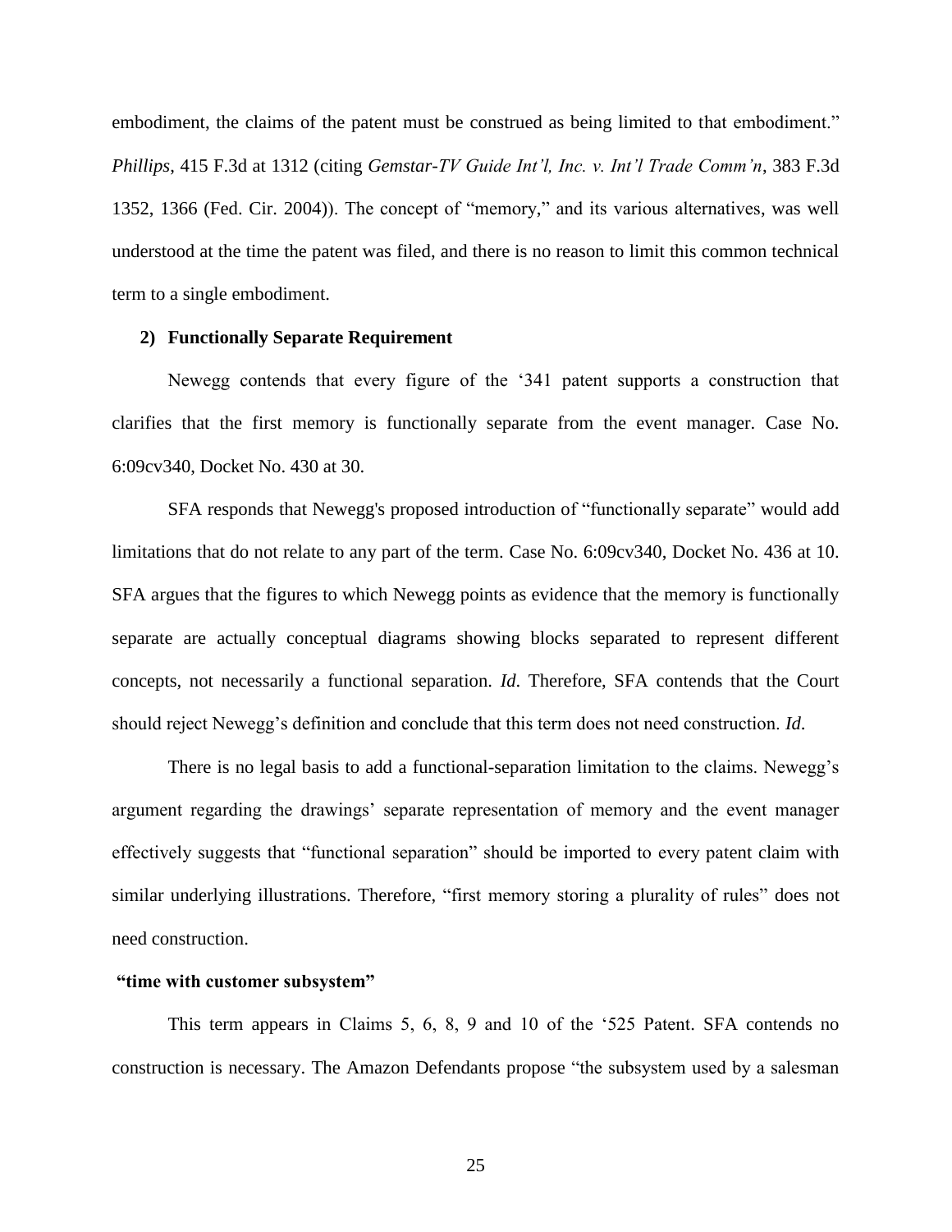embodiment, the claims of the patent must be construed as being limited to that embodiment." *Phillips*, 415 F.3d at 1312 (citing *Gemstar-TV Guide Int'l, Inc. v. Int'l Trade Comm'n*, 383 F.3d 1352, 1366 (Fed. Cir. 2004)). The concept of "memory," and its various alternatives, was well understood at the time the patent was filed, and there is no reason to limit this common technical term to a single embodiment.

**2) Functionally Separate Requirement**

Newegg contends that every figure of the '341 patent supports a construction that clarifies that the first memory is functionally separate from the event manager. Case No. 6:09cv340, Docket No. 430 at 30.

SFA responds that Newegg's proposed introduction of "functionally separate" would add limitations that do not relate to any part of the term. Case No. 6:09cv340, Docket No. 436 at 10. SFA argues that the figures to which Newegg points as evidence that the memory is functionally separate are actually conceptual diagrams showing blocks separated to represent different concepts, not necessarily a functional separation. *Id.* Therefore, SFA contends that the Court should reject Newegg's definition and conclude that this term does not need construction. *Id.*

There is no legal basis to add a functional-separation limitation to the claims. Newegg's argument regarding the drawings' separate representation of memory and the event manager effectively suggests that "functional separation" should be imported to every patent claim with similar underlying illustrations. Therefore, "first memory storing a plurality of rules" does not need construction.

**"time with customer subsystem"**

This term appears in Claims 5, 6, 8, 9 and 10 of the '525 Patent. SFA contends no construction is necessary. The Amazon Defendants propose "the subsystem used by a salesman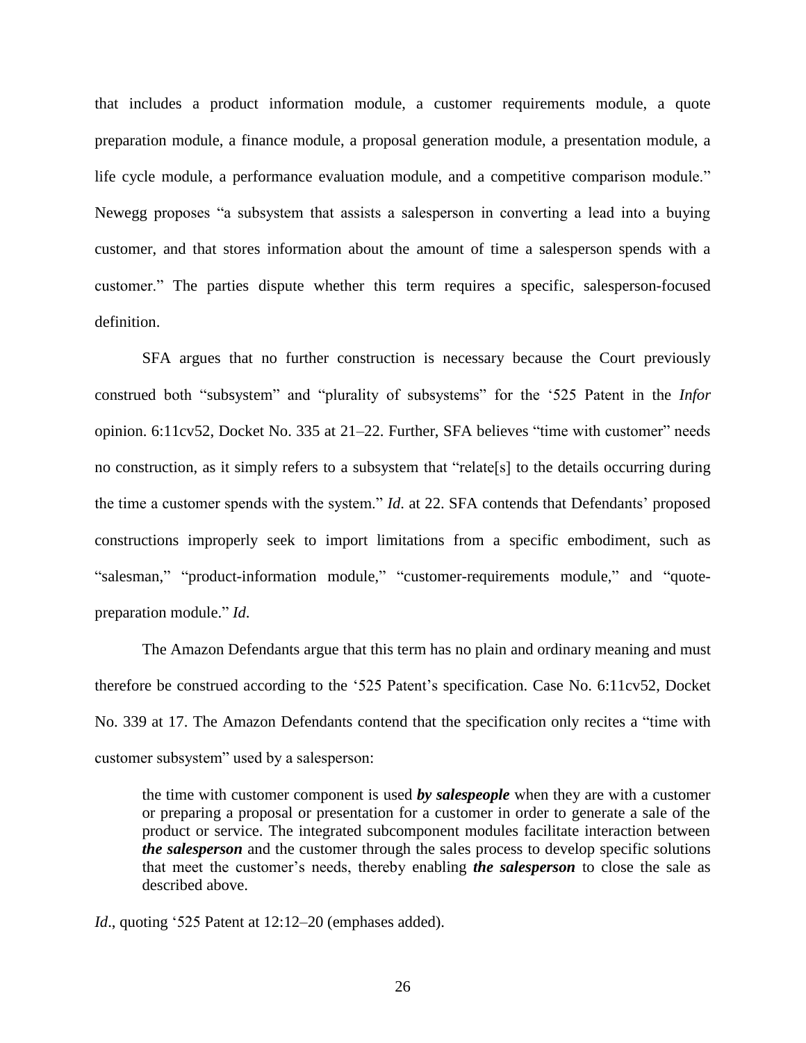that includes a product information module, a customer requirements module, a quote preparation module, a finance module, a proposal generation module, a presentation module, a life cycle module, a performance evaluation module, and a competitive comparison module." Newegg proposes "a subsystem that assists a salesperson in converting a lead into a buying customer, and that stores information about the amount of time a salesperson spends with a customer." The parties dispute whether this term requires a specific, salesperson-focused definition.

SFA argues that no further construction is necessary because the Court previously construed both "subsystem" and "plurality of subsystems" for the '525 Patent in the *Infor* opinion. 6:11cv52, Docket No. 335 at 21–22. Further, SFA believes "time with customer" needs no construction, as it simply refers to a subsystem that "relate[s] to the details occurring during the time a customer spends with the system." *Id*. at 22. SFA contends that Defendants' proposed constructions improperly seek to import limitations from a specific embodiment, such as "salesman," "product-information module," "customer-requirements module," and "quote-preparation module." *Id*.

The Amazon Defendants argue that this term has no plain and ordinary meaning and must therefore be construed according to the '525 Patent's specification. Case No. 6:11cv52, Docket No. 339 at 17. The Amazon Defendants contend that the specification only recites a "time with customer subsystem" used by a salesperson:

> the time with customer component is used ***by salespeople*** when they are with a customer or preparing a proposal or presentation for a customer in order to generate a sale of the product or service. The integrated subcomponent modules facilitate interaction between ***the salesperson*** and the customer through the sales process to develop specific solutions that meet the customer's needs, thereby enabling ***the salesperson*** to close the sale as described above.

*Id*., quoting '525 Patent at 12:12–20 (emphases added).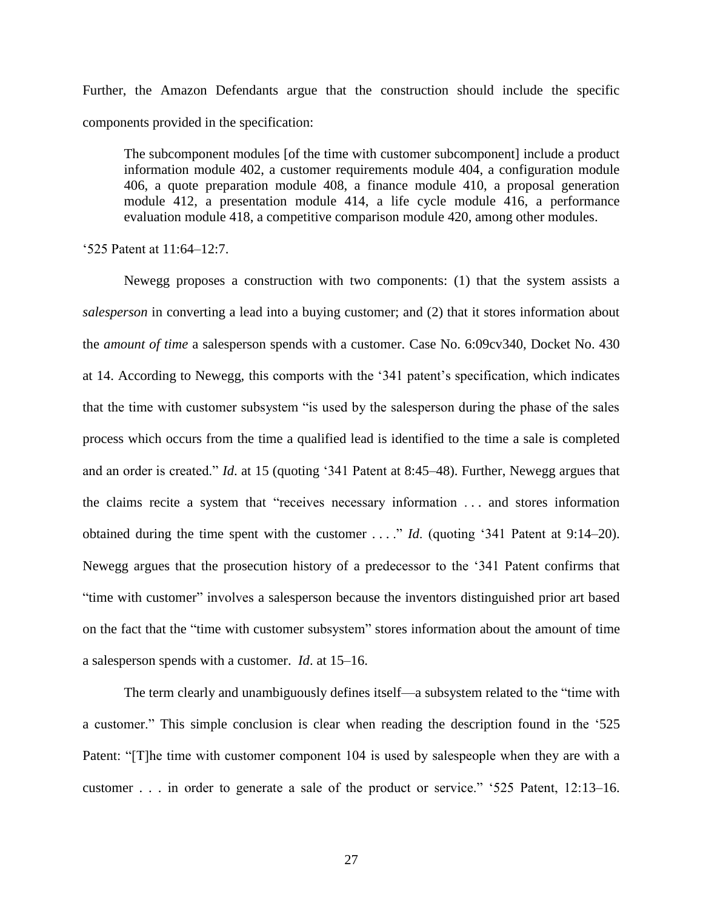Further, the Amazon Defendants argue that the construction should include the specific components provided in the specification:

> The subcomponent modules [of the time with customer subcomponent] include a product information module 402, a customer requirements module 404, a configuration module 406, a quote preparation module 408, a finance module 410, a proposal generation module 412, a presentation module 414, a life cycle module 416, a performance evaluation module 418, a competitive comparison module 420, among other modules.

'525 Patent at 11:64–12:7.

Newegg proposes a construction with two components: (1) that the system assists a *salesperson* in converting a lead into a buying customer; and (2) that it stores information about the *amount of time* a salesperson spends with a customer. Case No. 6:09cv340, Docket No. 430 at 14. According to Newegg, this comports with the '341 patent's specification, which indicates that the time with customer subsystem "is used by the salesperson during the phase of the sales process which occurs from the time a qualified lead is identified to the time a sale is completed and an order is created." *Id*. at 15 (quoting '341 Patent at 8:45–48). Further, Newegg argues that the claims recite a system that "receives necessary information . . . and stores information obtained during the time spent with the customer . . . ." *Id*. (quoting '341 Patent at 9:14–20). Newegg argues that the prosecution history of a predecessor to the '341 Patent confirms that "time with customer" involves a salesperson because the inventors distinguished prior art based on the fact that the "time with customer subsystem" stores information about the amount of time a salesperson spends with a customer. *Id*. at 15–16.

The term clearly and unambiguously defines itself—a subsystem related to the "time with a customer." This simple conclusion is clear when reading the description found in the '525 Patent: "[T]he time with customer component 104 is used by salespeople when they are with a customer . . . in order to generate a sale of the product or service." '525 Patent, 12:13–16.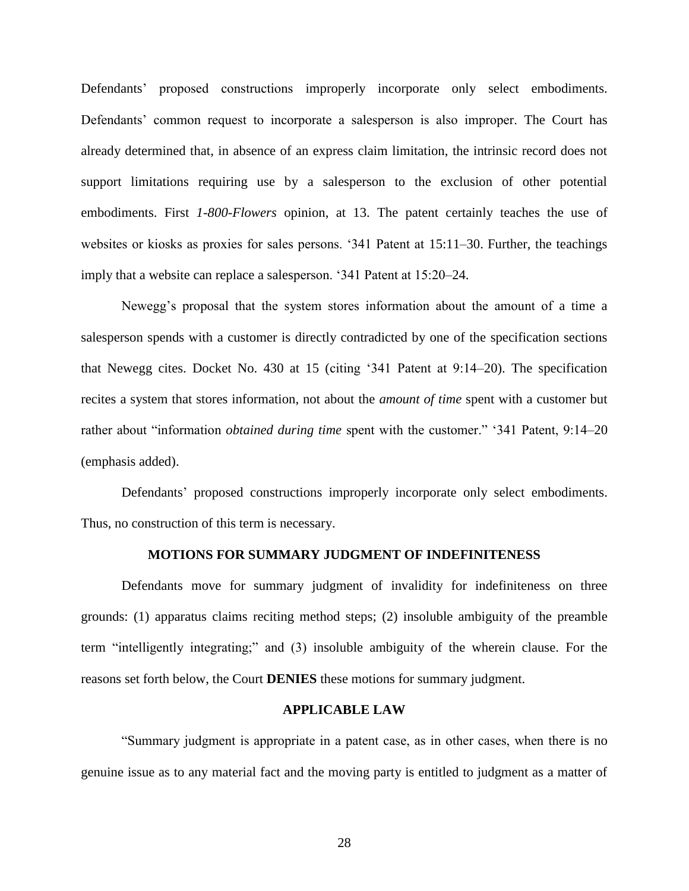Defendants' proposed constructions improperly incorporate only select embodiments. Defendants' common request to incorporate a salesperson is also improper. The Court has already determined that, in absence of an express claim limitation, the intrinsic record does not support limitations requiring use by a salesperson to the exclusion of other potential embodiments. First *1-800-Flowers* opinion, at 13. The patent certainly teaches the use of websites or kiosks as proxies for sales persons. '341 Patent at 15:11–30. Further, the teachings imply that a website can replace a salesperson. '341 Patent at 15:20–24.

Newegg's proposal that the system stores information about the amount of a time a salesperson spends with a customer is directly contradicted by one of the specification sections that Newegg cites. Docket No. 430 at 15 (citing '341 Patent at 9:14–20). The specification recites a system that stores information, not about the *amount of time* spent with a customer but rather about "information *obtained during time* spent with the customer." '341 Patent, 9:14–20 (emphasis added).

Defendants' proposed constructions improperly incorporate only select embodiments. Thus, no construction of this term is necessary.

## MOTIONS FOR SUMMARY JUDGMENT OF INDEFINITENESS

Defendants move for summary judgment of invalidity for indefiniteness on three grounds: (1) apparatus claims reciting method steps; (2) insoluble ambiguity of the preamble term "intelligently integrating;" and (3) insoluble ambiguity of the wherein clause. For the reasons set forth below, the Court **DENIES** these motions for summary judgment.

## APPLICABLE LAW

"Summary judgment is appropriate in a patent case, as in other cases, when there is no genuine issue as to any material fact and the moving party is entitled to judgment as a matter of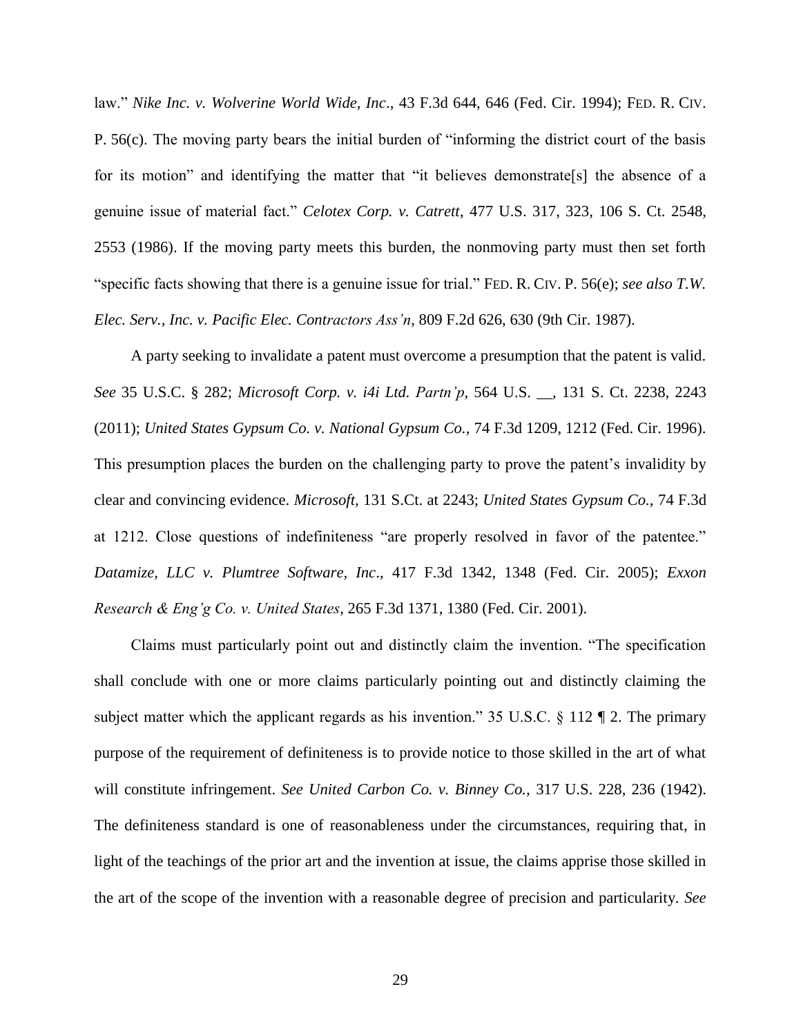law." *Nike Inc. v. Wolverine World Wide, Inc*., 43 F.3d 644, 646 (Fed. Cir. 1994); FED. R. CIV. P. 56(c). The moving party bears the initial burden of "informing the district court of the basis for its motion" and identifying the matter that "it believes demonstrate[s] the absence of a genuine issue of material fact." *Celotex Corp. v. Catrett*, 477 U.S. 317, 323, 106 S. Ct. 2548, 2553 (1986). If the moving party meets this burden, the nonmoving party must then set forth "specific facts showing that there is a genuine issue for trial." FED. R. CIV. P. 56(e); *see also T.W. Elec. Serv., Inc. v. Pacific Elec. Contractors Ass'n*, 809 F.2d 626, 630 (9th Cir. 1987).

A party seeking to invalidate a patent must overcome a presumption that the patent is valid. *See* 35 U.S.C. § 282; *Microsoft Corp. v. i4i Ltd. Partn'p*, 564 U.S. __, 131 S. Ct. 2238, 2243 (2011); *United States Gypsum Co. v. National Gypsum Co.*, 74 F.3d 1209, 1212 (Fed. Cir. 1996). This presumption places the burden on the challenging party to prove the patent's invalidity by clear and convincing evidence. *Microsoft*, 131 S.Ct. at 2243; *United States Gypsum Co.*, 74 F.3d at 1212. Close questions of indefiniteness "are properly resolved in favor of the patentee." *Datamize, LLC v. Plumtree Software, Inc*., 417 F.3d 1342, 1348 (Fed. Cir. 2005); *Exxon Research & Eng'g Co. v. United States*, 265 F.3d 1371, 1380 (Fed. Cir. 2001).

Claims must particularly point out and distinctly claim the invention. "The specification shall conclude with one or more claims particularly pointing out and distinctly claiming the subject matter which the applicant regards as his invention." 35 U.S.C. § 112 ¶ 2. The primary purpose of the requirement of definiteness is to provide notice to those skilled in the art of what will constitute infringement. *See United Carbon Co. v. Binney Co.*, 317 U.S. 228, 236 (1942). The definiteness standard is one of reasonableness under the circumstances, requiring that, in light of the teachings of the prior art and the invention at issue, the claims apprise those skilled in the art of the scope of the invention with a reasonable degree of precision and particularity. *See*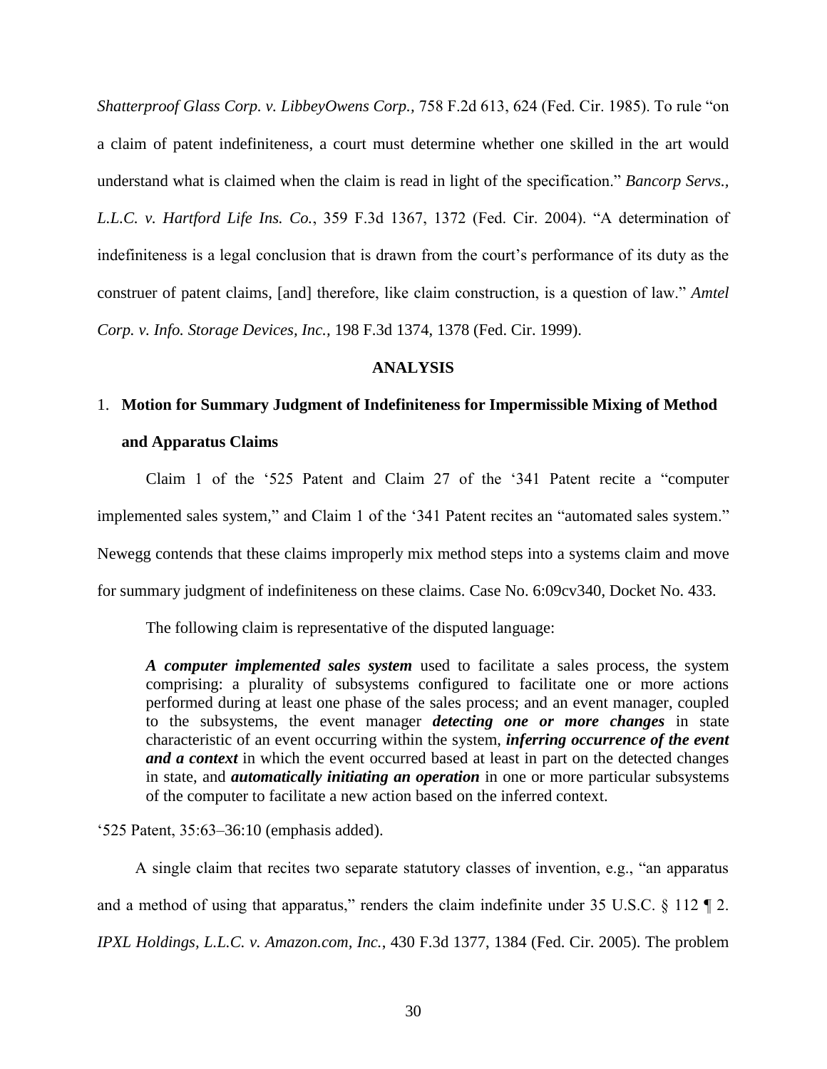*Shatterproof Glass Corp. v. LibbeyOwens Corp.*, 758 F.2d 613, 624 (Fed. Cir. 1985). To rule "on a claim of patent indefiniteness, a court must determine whether one skilled in the art would understand what is claimed when the claim is read in light of the specification." *Bancorp Servs., L.L.C. v. Hartford Life Ins. Co.*, 359 F.3d 1367, 1372 (Fed. Cir. 2004). "A determination of indefiniteness is a legal conclusion that is drawn from the court's performance of its duty as the construer of patent claims, [and] therefore, like claim construction, is a question of law." *Amtel Corp. v. Info. Storage Devices, Inc.*, 198 F.3d 1374, 1378 (Fed. Cir. 1999).

## ANALYSIS

### 1. Motion for Summary Judgment of Indefiniteness for Impermissible Mixing of Method and Apparatus Claims

Claim 1 of the '525 Patent and Claim 27 of the '341 Patent recite a "computer implemented sales system," and Claim 1 of the '341 Patent recites an "automated sales system." Newegg contends that these claims improperly mix method steps into a systems claim and move for summary judgment of indefiniteness on these claims. Case No. 6:09cv340, Docket No. 433.

The following claim is representative of the disputed language:

> ***A computer implemented sales system*** used to facilitate a sales process, the system comprising: a plurality of subsystems configured to facilitate one or more actions performed during at least one phase of the sales process; and an event manager, coupled to the subsystems, the event manager ***detecting one or more changes*** in state characteristic of an event occurring within the system, ***inferring occurrence of the event and a context*** in which the event occurred based at least in part on the detected changes in state, and ***automatically initiating an operation*** in one or more particular subsystems of the computer to facilitate a new action based on the inferred context.

'525 Patent, 35:63–36:10 (emphasis added).

A single claim that recites two separate statutory classes of invention, e.g., "an apparatus and a method of using that apparatus," renders the claim indefinite under 35 U.S.C. § 112 ¶ 2. *IPXL Holdings, L.L.C. v. Amazon.com, Inc.*, 430 F.3d 1377, 1384 (Fed. Cir. 2005). The problem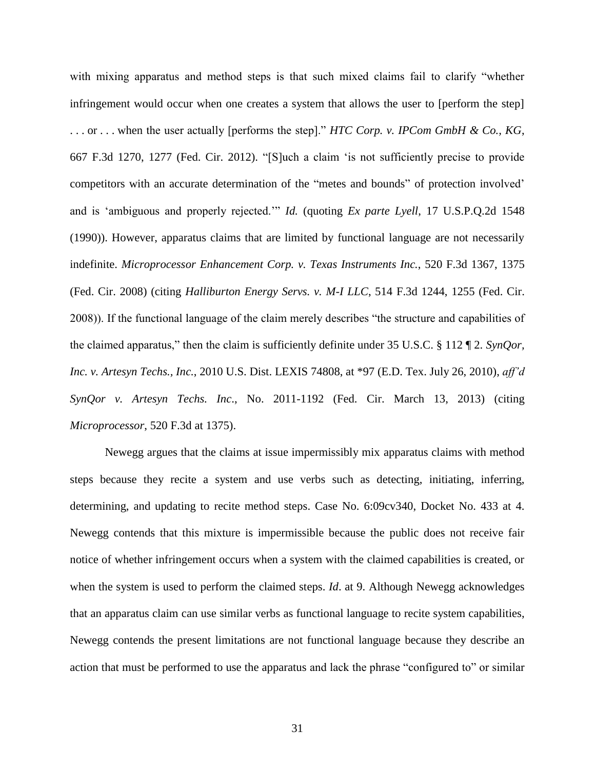with mixing apparatus and method steps is that such mixed claims fail to clarify "whether infringement would occur when one creates a system that allows the user to [perform the step] . . . or . . . when the user actually [performs the step]." *HTC Corp. v. IPCom GmbH & Co., KG*, 667 F.3d 1270, 1277 (Fed. Cir. 2012). "[S]uch a claim 'is not sufficiently precise to provide competitors with an accurate determination of the "metes and bounds" of protection involved' and is 'ambiguous and properly rejected.'" *Id.* (quoting *Ex parte Lyell*, 17 U.S.P.Q.2d 1548 (1990)). However, apparatus claims that are limited by functional language are not necessarily indefinite. *Microprocessor Enhancement Corp. v. Texas Instruments Inc.*, 520 F.3d 1367, 1375 (Fed. Cir. 2008) (citing *Halliburton Energy Servs. v. M-I LLC*, 514 F.3d 1244, 1255 (Fed. Cir. 2008)). If the functional language of the claim merely describes "the structure and capabilities of the claimed apparatus," then the claim is sufficiently definite under 35 U.S.C. § 112 ¶ 2. *SynQor, Inc. v. Artesyn Techs., Inc.*, 2010 U.S. Dist. LEXIS 74808, at *97 (E.D. Tex. July 26, 2010), *aff'd SynQor v. Artesyn Techs. Inc*., No. 2011-1192 (Fed. Cir. March 13, 2013) (citing *Microprocessor*, 520 F.3d at 1375).

Newegg argues that the claims at issue impermissibly mix apparatus claims with method steps because they recite a system and use verbs such as detecting, initiating, inferring, determining, and updating to recite method steps. Case No. 6:09cv340, Docket No. 433 at 4. Newegg contends that this mixture is impermissible because the public does not receive fair notice of whether infringement occurs when a system with the claimed capabilities is created, or when the system is used to perform the claimed steps. *Id*. at 9. Although Newegg acknowledges that an apparatus claim can use similar verbs as functional language to recite system capabilities, Newegg contends the present limitations are not functional language because they describe an action that must be performed to use the apparatus and lack the phrase "configured to" or similar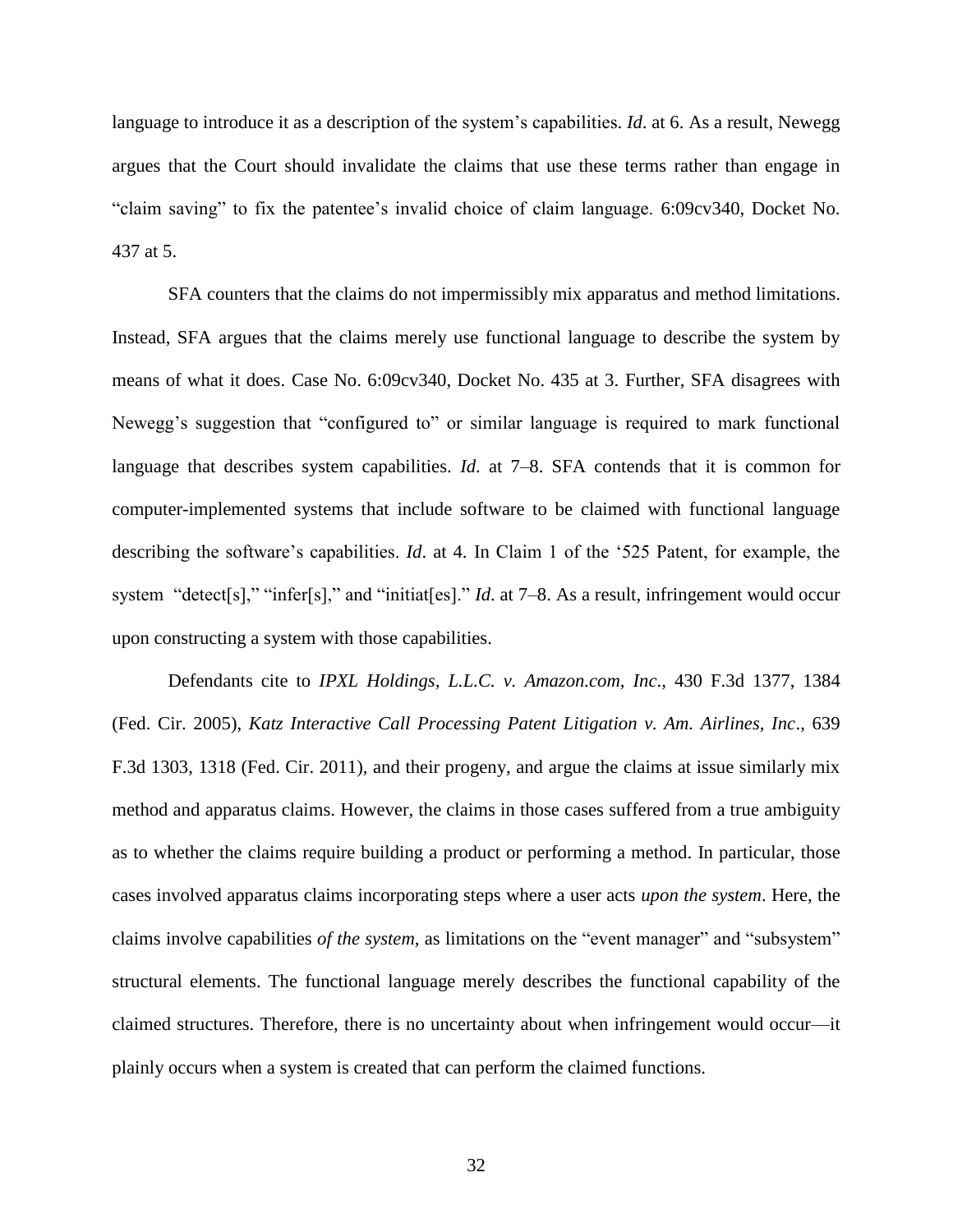language to introduce it as a description of the system's capabilities. *Id*. at 6. As a result, Newegg argues that the Court should invalidate the claims that use these terms rather than engage in "claim saving" to fix the patentee's invalid choice of claim language. 6:09cv340, Docket No. 437 at 5.

SFA counters that the claims do not impermissibly mix apparatus and method limitations. Instead, SFA argues that the claims merely use functional language to describe the system by means of what it does. Case No. 6:09cv340, Docket No. 435 at 3. Further, SFA disagrees with Newegg's suggestion that "configured to" or similar language is required to mark functional language that describes system capabilities. *Id*. at 7–8. SFA contends that it is common for computer-implemented systems that include software to be claimed with functional language describing the software's capabilities. *Id*. at 4. In Claim 1 of the '525 Patent, for example, the system "detect[s]," "infer[s]," and "initiat[es]." *Id*. at 7–8. As a result, infringement would occur upon constructing a system with those capabilities.

Defendants cite to *IPXL Holdings, L.L.C. v. Amazon.com, Inc*., 430 F.3d 1377, 1384 (Fed. Cir. 2005), *Katz Interactive Call Processing Patent Litigation v. Am. Airlines, Inc*., 639 F.3d 1303, 1318 (Fed. Cir. 2011), and their progeny, and argue the claims at issue similarly mix method and apparatus claims. However, the claims in those cases suffered from a true ambiguity as to whether the claims require building a product or performing a method. In particular, those cases involved apparatus claims incorporating steps where a user acts *upon the system*. Here, the claims involve capabilities *of the system*, as limitations on the "event manager" and "subsystem" structural elements. The functional language merely describes the functional capability of the claimed structures. Therefore, there is no uncertainty about when infringement would occur—it plainly occurs when a system is created that can perform the claimed functions.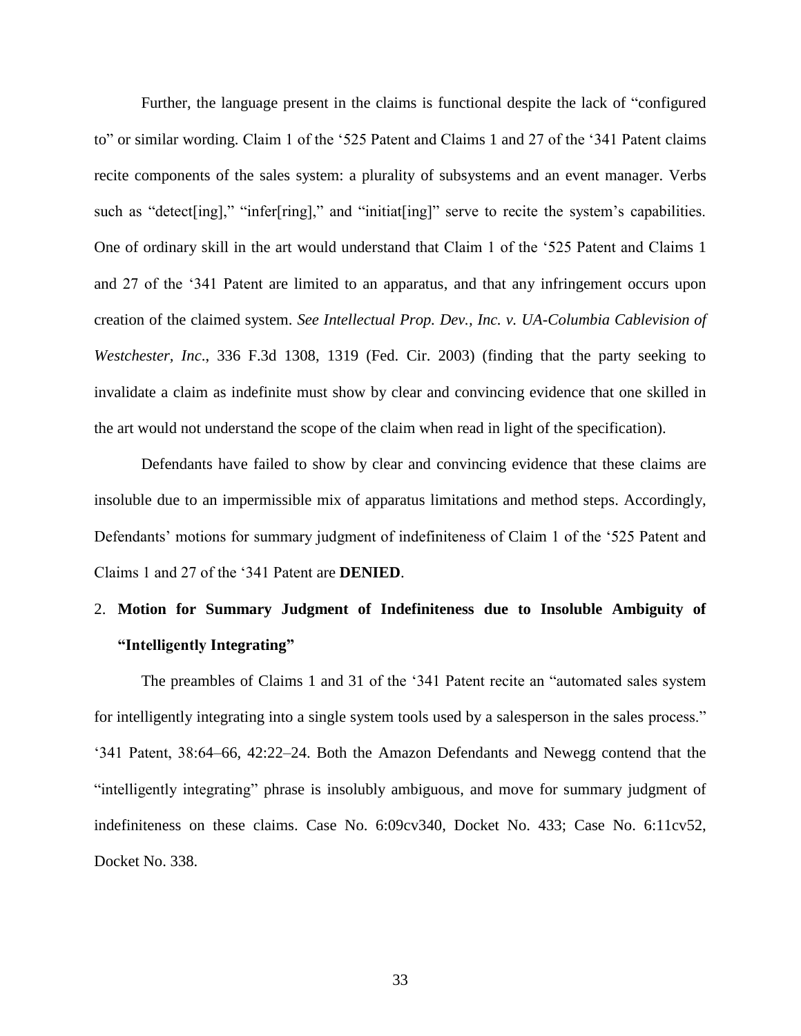Further, the language present in the claims is functional despite the lack of "configured to" or similar wording. Claim 1 of the '525 Patent and Claims 1 and 27 of the '341 Patent claims recite components of the sales system: a plurality of subsystems and an event manager. Verbs such as "detect[ing]," "infer[ring]," and "initiat[ing]" serve to recite the system's capabilities. One of ordinary skill in the art would understand that Claim 1 of the '525 Patent and Claims 1 and 27 of the '341 Patent are limited to an apparatus, and that any infringement occurs upon creation of the claimed system. *See Intellectual Prop. Dev., Inc. v. UA-Columbia Cablevision of Westchester, Inc*., 336 F.3d 1308, 1319 (Fed. Cir. 2003) (finding that the party seeking to invalidate a claim as indefinite must show by clear and convincing evidence that one skilled in the art would not understand the scope of the claim when read in light of the specification).

Defendants have failed to show by clear and convincing evidence that these claims are insoluble due to an impermissible mix of apparatus limitations and method steps. Accordingly, Defendants' motions for summary judgment of indefiniteness of Claim 1 of the '525 Patent and Claims 1 and 27 of the '341 Patent are **DENIED**.

2. **Motion for Summary Judgment of Indefiniteness due to Insoluble Ambiguity of "Intelligently Integrating"**

The preambles of Claims 1 and 31 of the '341 Patent recite an "automated sales system for intelligently integrating into a single system tools used by a salesperson in the sales process." '341 Patent, 38:64–66, 42:22–24. Both the Amazon Defendants and Newegg contend that the "intelligently integrating" phrase is insolubly ambiguous, and move for summary judgment of indefiniteness on these claims. Case No. 6:09cv340, Docket No. 433; Case No. 6:11cv52, Docket No. 338.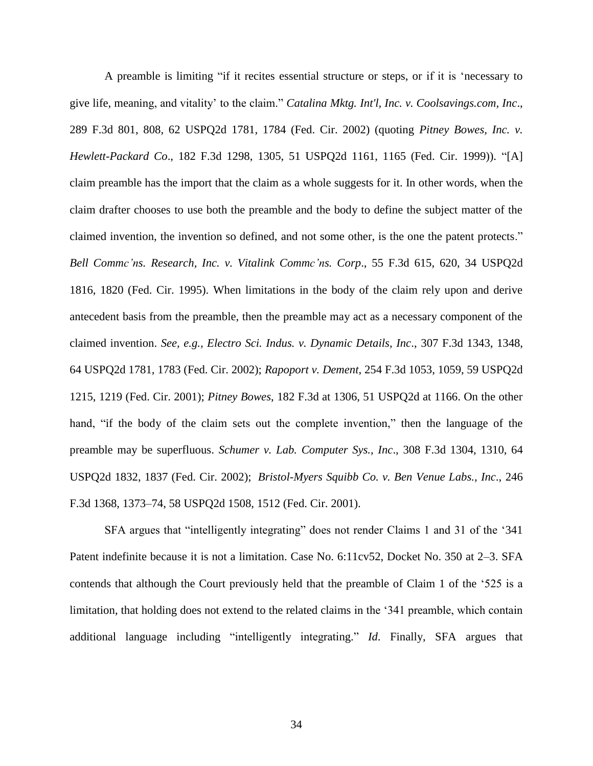A preamble is limiting "if it recites essential structure or steps, or if it is 'necessary to give life, meaning, and vitality' to the claim." *Catalina Mktg. Int'l, Inc. v. Coolsavings.com, Inc*., 289 F.3d 801, 808, 62 USPQ2d 1781, 1784 (Fed. Cir. 2002) (quoting *Pitney Bowes, Inc. v. Hewlett-Packard Co*., 182 F.3d 1298, 1305, 51 USPQ2d 1161, 1165 (Fed. Cir. 1999)). "[A] claim preamble has the import that the claim as a whole suggests for it. In other words, when the claim drafter chooses to use both the preamble and the body to define the subject matter of the claimed invention, the invention so defined, and not some other, is the one the patent protects." *Bell Commc'ns. Research, Inc. v. Vitalink Commc'ns. Corp*., 55 F.3d 615, 620, 34 USPQ2d 1816, 1820 (Fed. Cir. 1995). When limitations in the body of the claim rely upon and derive antecedent basis from the preamble, then the preamble may act as a necessary component of the claimed invention. *See, e.g., Electro Sci. Indus. v. Dynamic Details, Inc*., 307 F.3d 1343, 1348, 64 USPQ2d 1781, 1783 (Fed. Cir. 2002); *Rapoport v. Dement*, 254 F.3d 1053, 1059, 59 USPQ2d 1215, 1219 (Fed. Cir. 2001); *Pitney Bowes*, 182 F.3d at 1306, 51 USPQ2d at 1166. On the other hand, "if the body of the claim sets out the complete invention," then the language of the preamble may be superfluous. *Schumer v. Lab. Computer Sys., Inc*., 308 F.3d 1304, 1310, 64 USPQ2d 1832, 1837 (Fed. Cir. 2002); *Bristol-Myers Squibb Co. v. Ben Venue Labs., Inc*., 246 F.3d 1368, 1373–74, 58 USPQ2d 1508, 1512 (Fed. Cir. 2001).

SFA argues that "intelligently integrating" does not render Claims 1 and 31 of the '341 Patent indefinite because it is not a limitation. Case No. 6:11cv52, Docket No. 350 at 2–3. SFA contends that although the Court previously held that the preamble of Claim 1 of the '525 is a limitation, that holding does not extend to the related claims in the '341 preamble, which contain additional language including "intelligently integrating." *Id*. Finally, SFA argues that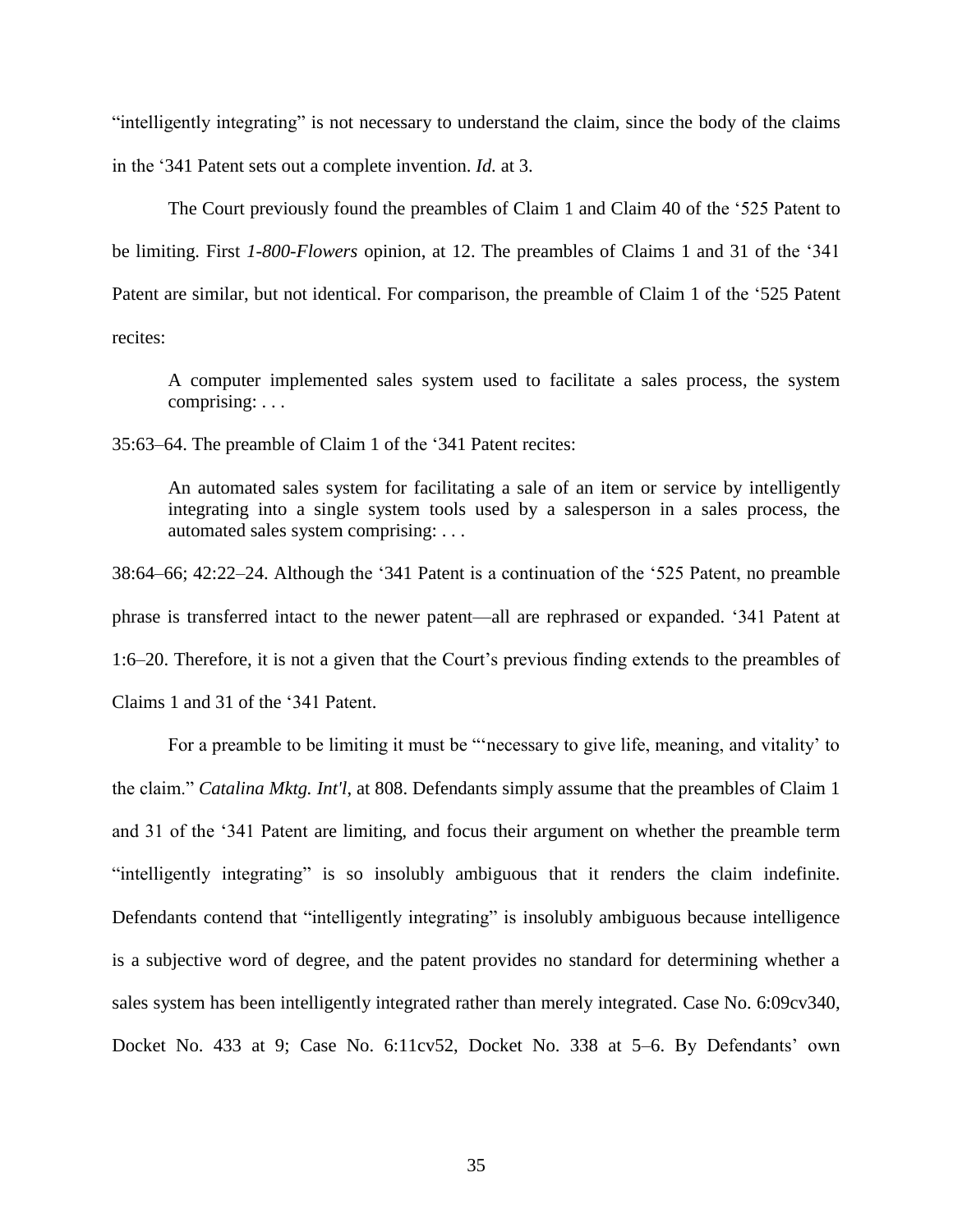"intelligently integrating" is not necessary to understand the claim, since the body of the claims in the '341 Patent sets out a complete invention. *Id.* at 3.

The Court previously found the preambles of Claim 1 and Claim 40 of the '525 Patent to be limiting. First *1-800-Flowers* opinion, at 12. The preambles of Claims 1 and 31 of the '341 Patent are similar, but not identical. For comparison, the preamble of Claim 1 of the '525 Patent recites:

> A computer implemented sales system used to facilitate a sales process, the system comprising: . . .

35:63–64. The preamble of Claim 1 of the '341 Patent recites:

> An automated sales system for facilitating a sale of an item or service by intelligently integrating into a single system tools used by a salesperson in a sales process, the automated sales system comprising: . . .

38:64–66; 42:22–24. Although the '341 Patent is a continuation of the '525 Patent, no preamble phrase is transferred intact to the newer patent—all are rephrased or expanded. '341 Patent at 1:6–20. Therefore, it is not a given that the Court's previous finding extends to the preambles of Claims 1 and 31 of the '341 Patent.

For a preamble to be limiting it must be "'necessary to give life, meaning, and vitality' to the claim." *Catalina Mktg. Int'l*, at 808. Defendants simply assume that the preambles of Claim 1 and 31 of the '341 Patent are limiting, and focus their argument on whether the preamble term "intelligently integrating" is so insolubly ambiguous that it renders the claim indefinite. Defendants contend that "intelligently integrating" is insolubly ambiguous because intelligence is a subjective word of degree, and the patent provides no standard for determining whether a sales system has been intelligently integrated rather than merely integrated. Case No. 6:09cv340, Docket No. 433 at 9; Case No. 6:11cv52, Docket No. 338 at 5–6. By Defendants' own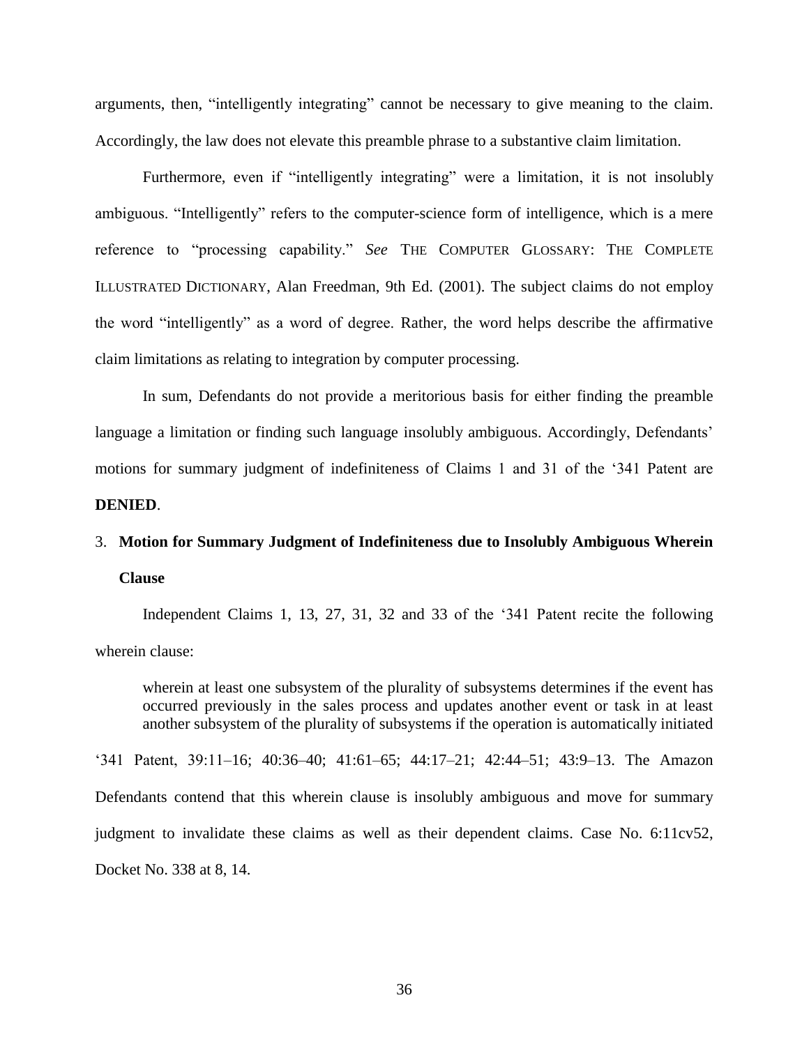arguments, then, "intelligently integrating" cannot be necessary to give meaning to the claim. Accordingly, the law does not elevate this preamble phrase to a substantive claim limitation.

Furthermore, even if "intelligently integrating" were a limitation, it is not insolubly ambiguous. "Intelligently" refers to the computer-science form of intelligence, which is a mere reference to "processing capability." *See* THE COMPUTER GLOSSARY: THE COMPLETE ILLUSTRATED DICTIONARY, Alan Freedman, 9th Ed. (2001). The subject claims do not employ the word "intelligently" as a word of degree. Rather, the word helps describe the affirmative claim limitations as relating to integration by computer processing.

In sum, Defendants do not provide a meritorious basis for either finding the preamble language a limitation or finding such language insolubly ambiguous. Accordingly, Defendants' motions for summary judgment of indefiniteness of Claims 1 and 31 of the '341 Patent are **DENIED**.

3. **Motion for Summary Judgment of Indefiniteness due to Insolubly Ambiguous Wherein Clause**

Independent Claims 1, 13, 27, 31, 32 and 33 of the '341 Patent recite the following wherein clause:

> wherein at least one subsystem of the plurality of subsystems determines if the event has occurred previously in the sales process and updates another event or task in at least another subsystem of the plurality of subsystems if the operation is automatically initiated

'341 Patent, 39:11–16; 40:36–40; 41:61–65; 44:17–21; 42:44–51; 43:9–13. The Amazon Defendants contend that this wherein clause is insolubly ambiguous and move for summary judgment to invalidate these claims as well as their dependent claims. Case No. 6:11cv52, Docket No. 338 at 8, 14.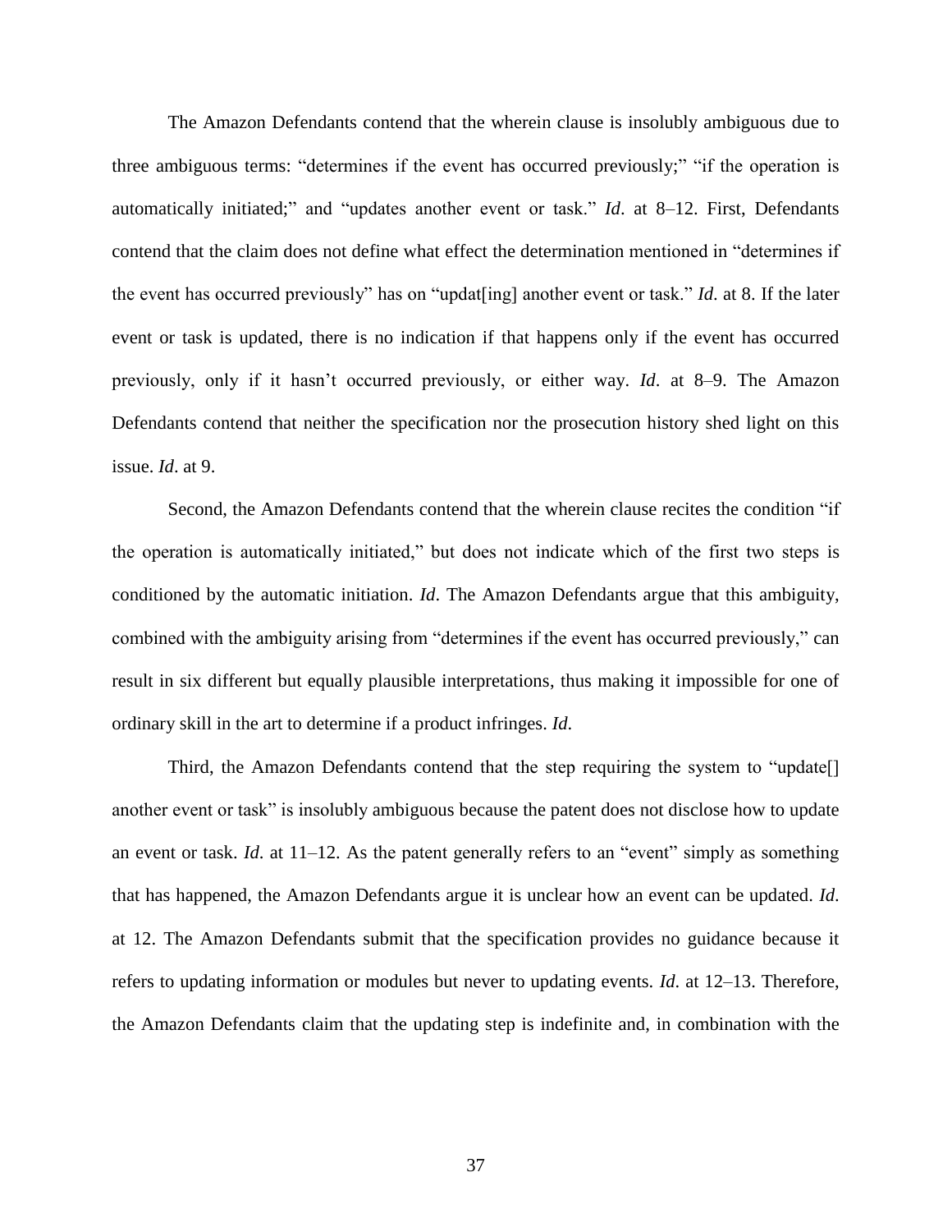The Amazon Defendants contend that the wherein clause is insolubly ambiguous due to three ambiguous terms: "determines if the event has occurred previously;" "if the operation is automatically initiated;" and "updates another event or task." *Id*. at 8–12. First, Defendants contend that the claim does not define what effect the determination mentioned in "determines if the event has occurred previously" has on "updat[ing] another event or task." *Id*. at 8. If the later event or task is updated, there is no indication if that happens only if the event has occurred previously, only if it hasn't occurred previously, or either way. *Id*. at 8–9. The Amazon Defendants contend that neither the specification nor the prosecution history shed light on this issue. *Id*. at 9.

Second, the Amazon Defendants contend that the wherein clause recites the condition "if the operation is automatically initiated," but does not indicate which of the first two steps is conditioned by the automatic initiation. *Id*. The Amazon Defendants argue that this ambiguity, combined with the ambiguity arising from "determines if the event has occurred previously," can result in six different but equally plausible interpretations, thus making it impossible for one of ordinary skill in the art to determine if a product infringes. *Id*.

Third, the Amazon Defendants contend that the step requiring the system to "update[] another event or task" is insolubly ambiguous because the patent does not disclose how to update an event or task. *Id*. at 11–12. As the patent generally refers to an "event" simply as something that has happened, the Amazon Defendants argue it is unclear how an event can be updated. *Id*. at 12. The Amazon Defendants submit that the specification provides no guidance because it refers to updating information or modules but never to updating events. *Id*. at 12–13. Therefore, the Amazon Defendants claim that the updating step is indefinite and, in combination with the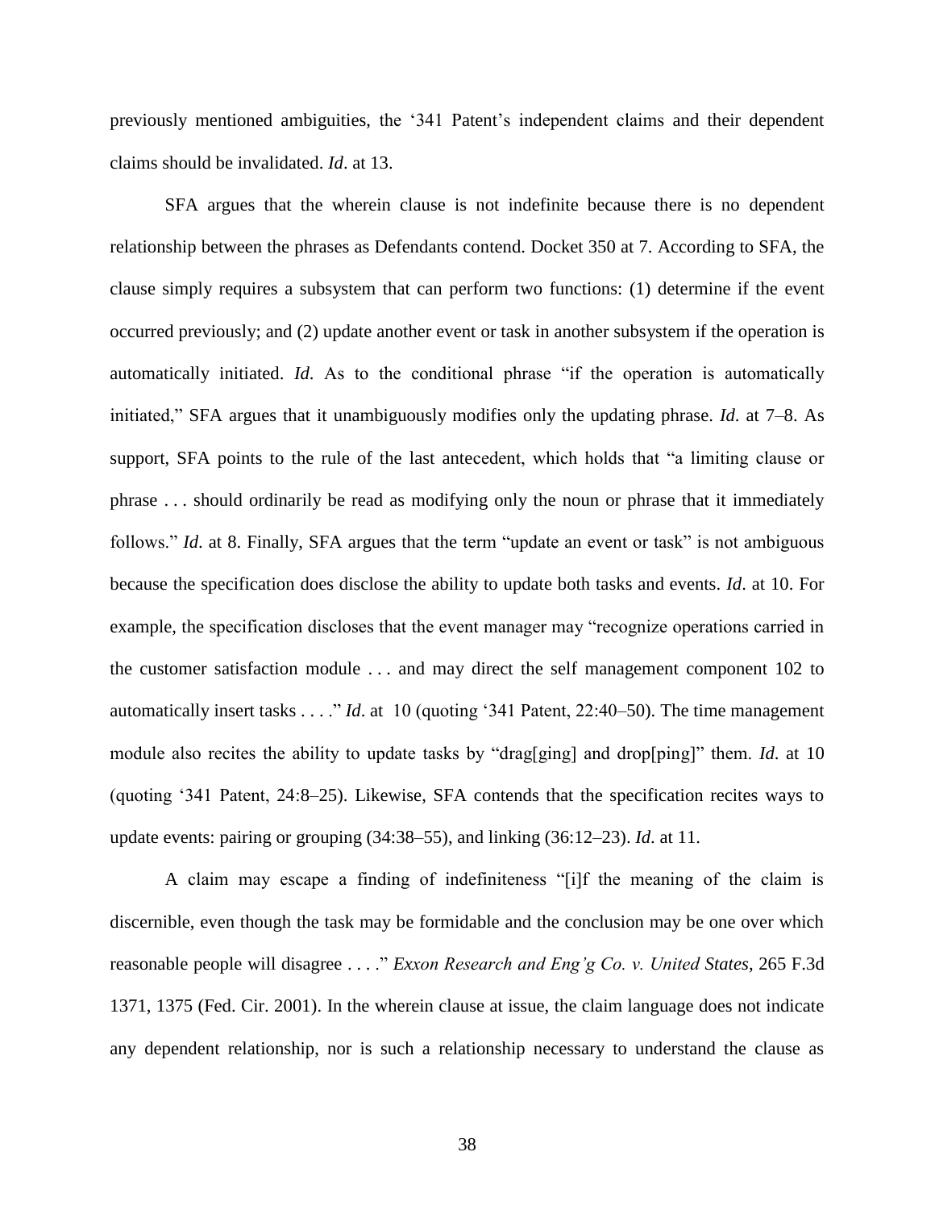previously mentioned ambiguities, the '341 Patent's independent claims and their dependent claims should be invalidated. *Id*. at 13.

SFA argues that the wherein clause is not indefinite because there is no dependent relationship between the phrases as Defendants contend. Docket 350 at 7. According to SFA, the clause simply requires a subsystem that can perform two functions: (1) determine if the event occurred previously; and (2) update another event or task in another subsystem if the operation is automatically initiated. *Id*. As to the conditional phrase "if the operation is automatically initiated," SFA argues that it unambiguously modifies only the updating phrase. *Id*. at 7–8. As support, SFA points to the rule of the last antecedent, which holds that "a limiting clause or phrase . . . should ordinarily be read as modifying only the noun or phrase that it immediately follows." *Id*. at 8. Finally, SFA argues that the term "update an event or task" is not ambiguous because the specification does disclose the ability to update both tasks and events. *Id*. at 10. For example, the specification discloses that the event manager may "recognize operations carried in the customer satisfaction module . . . and may direct the self management component 102 to automatically insert tasks . . . ." *Id*. at 10 (quoting '341 Patent, 22:40–50). The time management module also recites the ability to update tasks by "drag[ging] and drop[ping]" them. *Id*. at 10 (quoting '341 Patent, 24:8–25). Likewise, SFA contends that the specification recites ways to update events: pairing or grouping (34:38–55), and linking (36:12–23). *Id*. at 11.

A claim may escape a finding of indefiniteness "[i]f the meaning of the claim is discernible, even though the task may be formidable and the conclusion may be one over which reasonable people will disagree . . . ." *Exxon Research and Eng'g Co. v. United States*, 265 F.3d 1371, 1375 (Fed. Cir. 2001). In the wherein clause at issue, the claim language does not indicate any dependent relationship, nor is such a relationship necessary to understand the clause as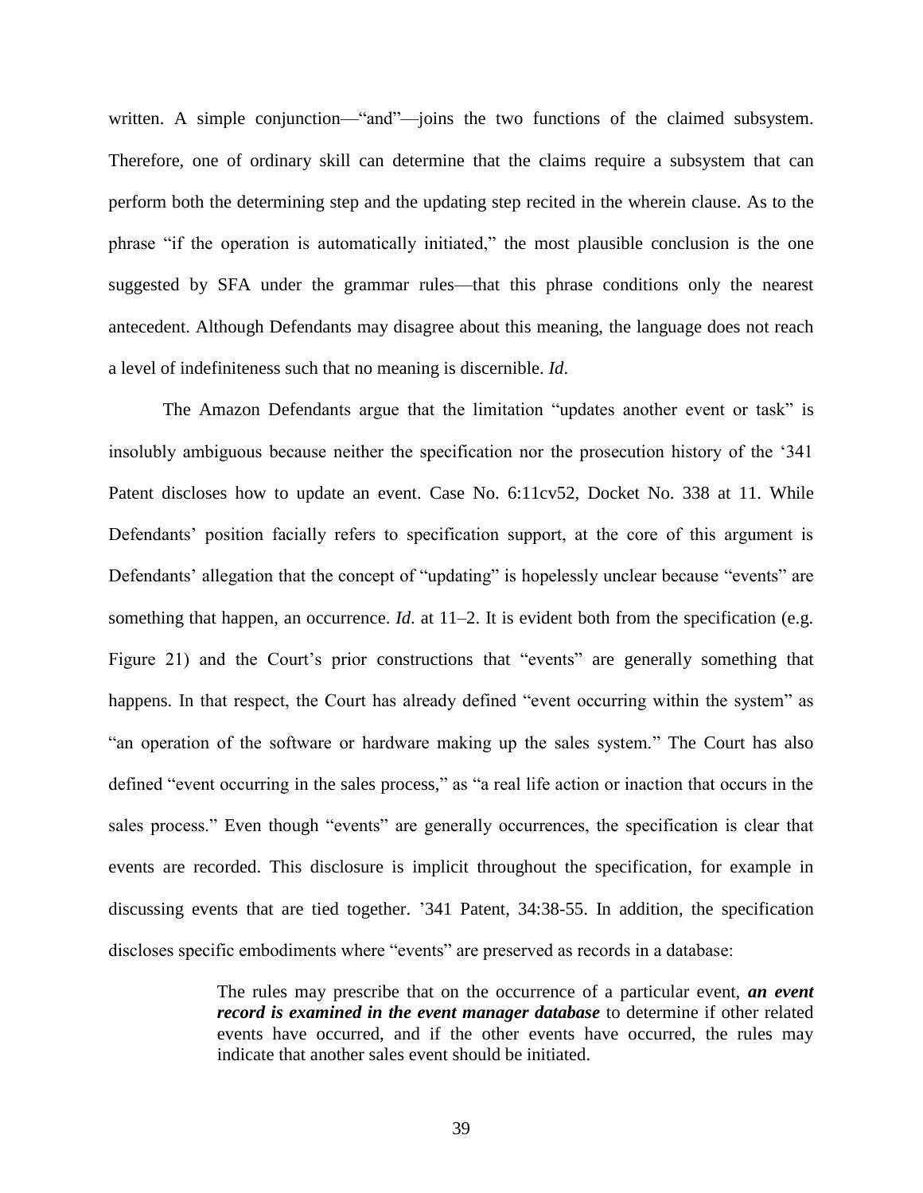written. A simple conjunction—"and"—joins the two functions of the claimed subsystem. Therefore, one of ordinary skill can determine that the claims require a subsystem that can perform both the determining step and the updating step recited in the wherein clause. As to the phrase "if the operation is automatically initiated," the most plausible conclusion is the one suggested by SFA under the grammar rules—that this phrase conditions only the nearest antecedent. Although Defendants may disagree about this meaning, the language does not reach a level of indefiniteness such that no meaning is discernible. *Id*.

The Amazon Defendants argue that the limitation "updates another event or task" is insolubly ambiguous because neither the specification nor the prosecution history of the '341 Patent discloses how to update an event. Case No. 6:11cv52, Docket No. 338 at 11. While Defendants' position facially refers to specification support, at the core of this argument is Defendants' allegation that the concept of "updating" is hopelessly unclear because "events" are something that happen, an occurrence. *Id*. at 11–2. It is evident both from the specification (e.g. Figure 21) and the Court's prior constructions that "events" are generally something that happens. In that respect, the Court has already defined "event occurring within the system" as "an operation of the software or hardware making up the sales system." The Court has also defined "event occurring in the sales process," as "a real life action or inaction that occurs in the sales process." Even though "events" are generally occurrences, the specification is clear that events are recorded. This disclosure is implicit throughout the specification, for example in discussing events that are tied together. '341 Patent, 34:38-55. In addition, the specification discloses specific embodiments where "events" are preserved as records in a database:

> The rules may prescribe that on the occurrence of a particular event, ***an event record is examined in the event manager database*** to determine if other related events have occurred, and if the other events have occurred, the rules may indicate that another sales event should be initiated.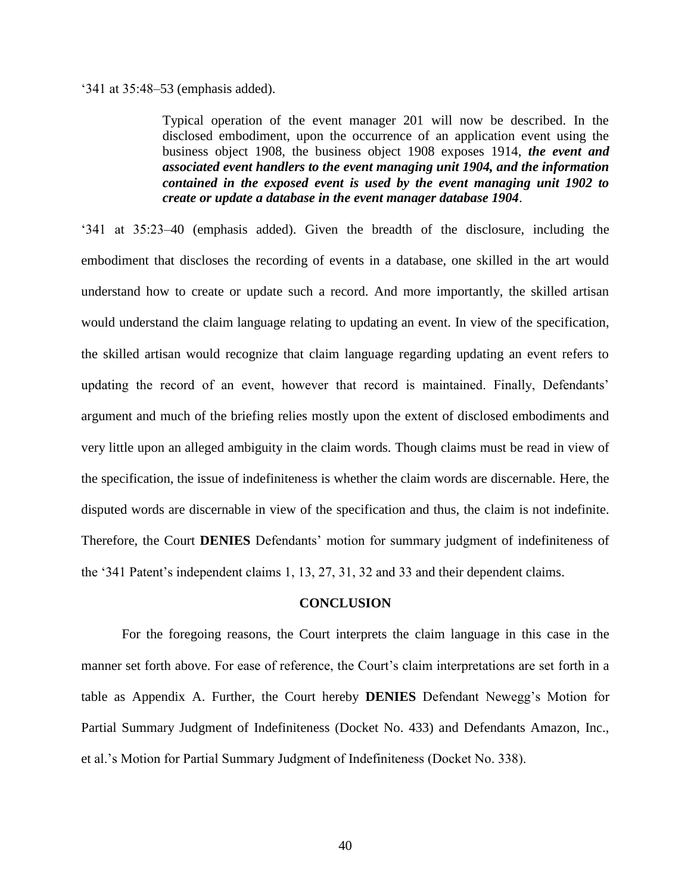'341 at 35:48–53 (emphasis added).

> Typical operation of the event manager 201 will now be described. In the disclosed embodiment, upon the occurrence of an application event using the business object 1908, the business object 1908 exposes 1914, ***the event and associated event handlers to the event managing unit 1904, and the information contained in the exposed event is used by the event managing unit 1902 to create or update a database in the event manager database 1904***.

'341 at 35:23–40 (emphasis added). Given the breadth of the disclosure, including the embodiment that discloses the recording of events in a database, one skilled in the art would understand how to create or update such a record. And more importantly, the skilled artisan would understand the claim language relating to updating an event. In view of the specification, the skilled artisan would recognize that claim language regarding updating an event refers to updating the record of an event, however that record is maintained. Finally, Defendants' argument and much of the briefing relies mostly upon the extent of disclosed embodiments and very little upon an alleged ambiguity in the claim words. Though claims must be read in view of the specification, the issue of indefiniteness is whether the claim words are discernable. Here, the disputed words are discernable in view of the specification and thus, the claim is not indefinite. Therefore, the Court **DENIES** Defendants' motion for summary judgment of indefiniteness of the '341 Patent's independent claims 1, 13, 27, 31, 32 and 33 and their dependent claims.

## CONCLUSION

For the foregoing reasons, the Court interprets the claim language in this case in the manner set forth above. For ease of reference, the Court's claim interpretations are set forth in a table as Appendix A. Further, the Court hereby **DENIES** Defendant Newegg's Motion for Partial Summary Judgment of Indefiniteness (Docket No. 433) and Defendants Amazon, Inc., et al.'s Motion for Partial Summary Judgment of Indefiniteness (Docket No. 338).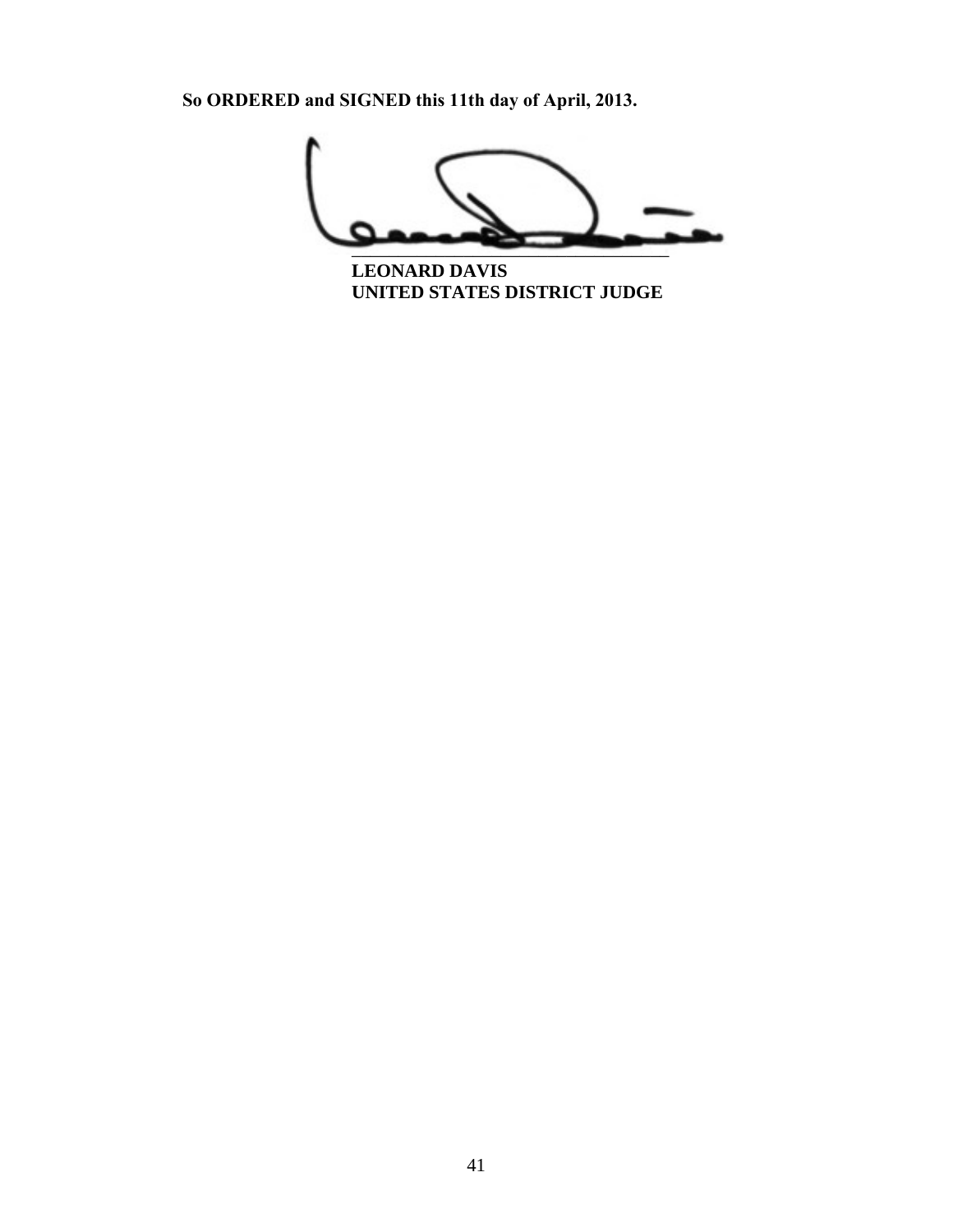**So ORDERED and SIGNED this 11th day of April, 2013.**

\_\_\_\_\_\_\_\_\_\_\_\_\_\_\_\_\_\_\_\_\_\_\_\_\_\_\_\_\_\_\_\_\_\_\_\_\_\_

**LEONARD DAVIS**
**UNITED STATES DISTRICT JUDGE**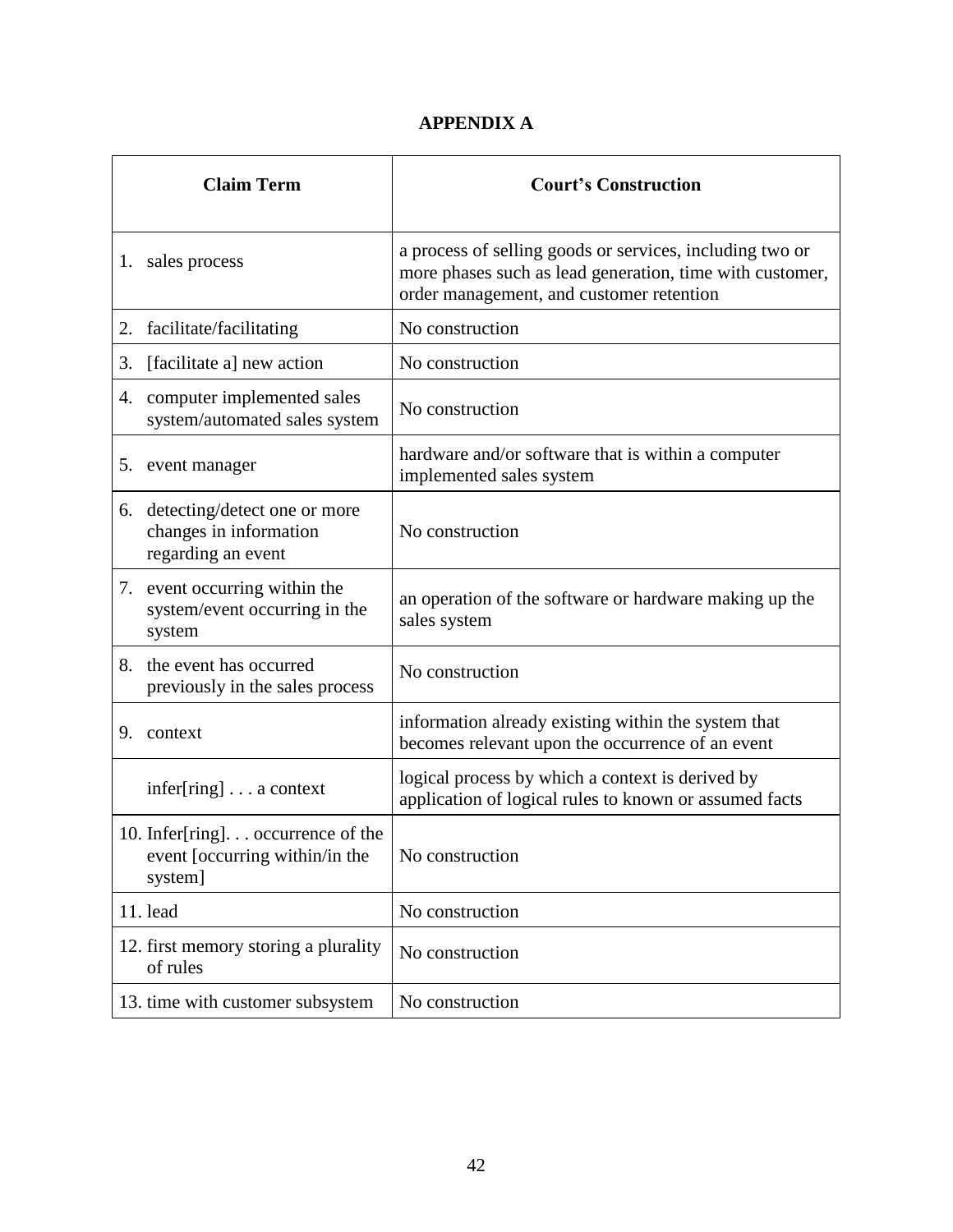## APPENDIX A

| Claim Term | Court's Construction |
|---|---|
| 1. sales process | a process of selling goods or services, including two or more phases such as lead generation, time with customer, order management, and customer retention |
| 2. facilitate/facilitating | No construction |
| 3. [facilitate a] new action | No construction |
| 4. computer implemented sales system/automated sales system | No construction |
| 5. event manager | hardware and/or software that is within a computer implemented sales system |
| 6. detecting/detect one or more changes in information regarding an event | No construction |
| 7. event occurring within the system/event occurring in the system | an operation of the software or hardware making up the sales system |
| 8. the event has occurred previously in the sales process | No construction |
| 9. context | information already existing within the system that becomes relevant upon the occurrence of an event |
| infer[ring] . . . a context | logical process by which a context is derived by application of logical rules to known or assumed facts |
| 10. Infer[ring]. . . occurrence of the event [occurring within/in the system] | No construction |
| 11. lead | No construction |
| 12. first memory storing a plurality of rules | No construction |
| 13. time with customer subsystem | No construction |